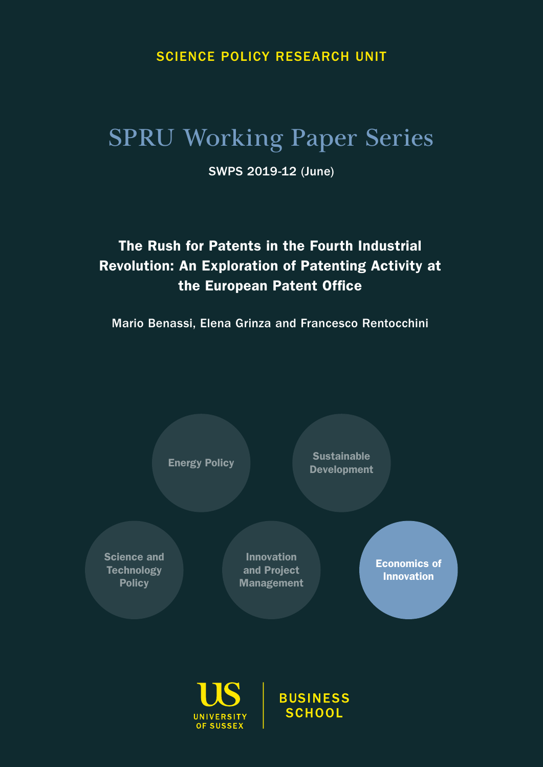SCIENCE POLICY RESEARCH UNIT

# SPRU Working Paper Series

SWPS 2019-12 (June)

## The Rush for Patents in the Fourth Industrial Revolution: An Exploration of Patenting Activity at the European Patent Office

Mario Benassi, Elena Grinza and Francesco Rentocchini

Energy Policy

Sustainable Development

Science and Technology Policy

Innovation and Project Management

**Economics of Innovation**

UNIVERSITY OF SUSSEX | BUSINESS SCHOOL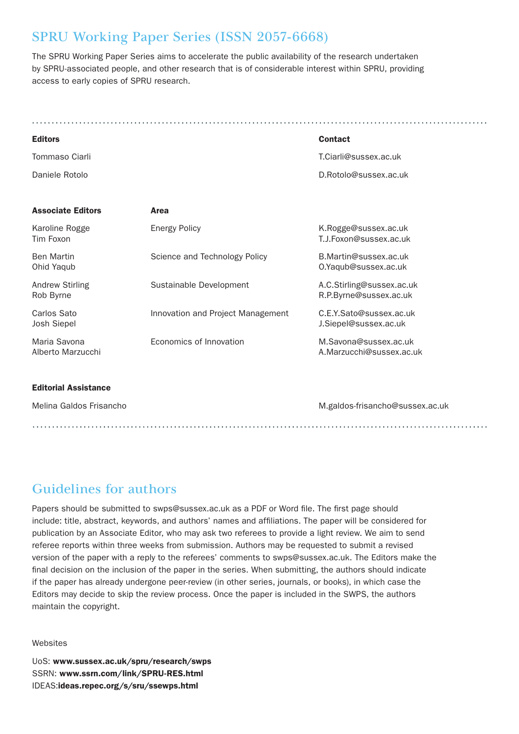# SPRU Working Paper Series (ISSN 2057-6668)

The SPRU Working Paper Series aims to accelerate the public availability of the research undertaken by SPRU-associated people, and other research that is of considerable interest within SPRU, providing access to early copies of SPRU research.

| **Editors** | | **Contact** |
|---|---|---|
| Tommaso Ciarli | | T.Ciarli@sussex.ac.uk |
| Daniele Rotolo | | D.Rotolo@sussex.ac.uk |

| **Associate Editors** | **Area** | |
|---|---|---|
| Karoline Rogge<br>Tim Foxon | Energy Policy | K.Rogge@sussex.ac.uk<br>T.J.Foxon@sussex.ac.uk |
| Ben Martin<br>Ohid Yaqub | Science and Technology Policy | B.Martin@sussex.ac.uk<br>O.Yaqub@sussex.ac.uk |
| Andrew Stirling<br>Rob Byrne | Sustainable Development | A.C.Stirling@sussex.ac.uk<br>R.P.Byrne@sussex.ac.uk |
| Carlos Sato<br>Josh Siepel | Innovation and Project Management | C.E.Y.Sato@sussex.ac.uk<br>J.Siepel@sussex.ac.uk |
| Maria Savona<br>Alberto Marzucchi | Economics of Innovation | M.Savona@sussex.ac.uk<br>A.Marzucchi@sussex.ac.uk |

| **Editorial Assistance** | | |
|---|---|---|
| Melina Galdos Frisancho | | M.galdos-frisancho@sussex.ac.uk |

# Guidelines for authors

Papers should be submitted to swps@sussex.ac.uk as a PDF or Word file. The first page should include: title, abstract, keywords, and authors' names and affiliations. The paper will be considered for publication by an Associate Editor, who may ask two referees to provide a light review. We aim to send referee reports within three weeks from submission. Authors may be requested to submit a revised version of the paper with a reply to the referees' comments to swps@sussex.ac.uk. The Editors make the final decision on the inclusion of the paper in the series. When submitting, the authors should indicate if the paper has already undergone peer-review (in other series, journals, or books), in which case the Editors may decide to skip the review process. Once the paper is included in the SWPS, the authors maintain the copyright.

Websites

UoS: **www.sussex.ac.uk/spru/research/swps**
SSRN: **www.ssrn.com/link/SPRU-RES.html**
IDEAS:**ideas.repec.org/s/sru/ssewps.html**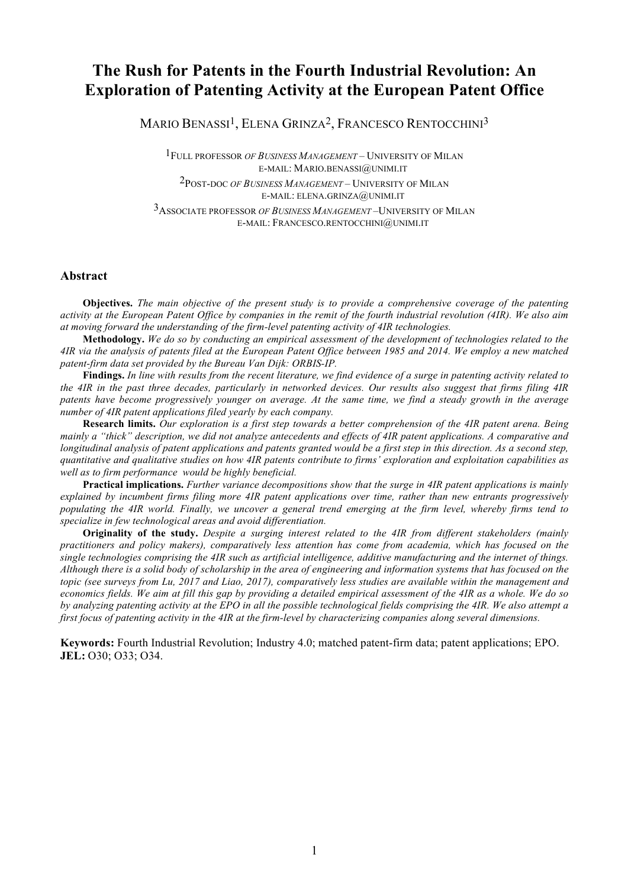# The Rush for Patents in the Fourth Industrial Revolution: An Exploration of Patenting Activity at the European Patent Office

MARIO BENASSI[1], ELENA GRINZA[2], FRANCESCO RENTOCCHINI[3]

[1]FULL PROFESSOR *OF BUSINESS MANAGEMENT* – UNIVERSITY OF MILAN
E-MAIL: MARIO.BENASSI@UNIMI.IT

[2]POST-DOC *OF BUSINESS MANAGEMENT* – UNIVERSITY OF MILAN
E-MAIL: ELENA.GRINZA@UNIMI.IT

[3]ASSOCIATE PROFESSOR *OF BUSINESS MANAGEMENT* –UNIVERSITY OF MILAN
E-MAIL: FRANCESCO.RENTOCCHINI@UNIMI.IT

## Abstract

**Objectives.** *The main objective of the present study is to provide a comprehensive coverage of the patenting activity at the European Patent Office by companies in the remit of the fourth industrial revolution (4IR). We also aim at moving forward the understanding of the firm-level patenting activity of 4IR technologies.*

**Methodology.** *We do so by conducting an empirical assessment of the development of technologies related to the 4IR via the analysis of patents filed at the European Patent Office between 1985 and 2014. We employ a new matched patent-firm data set provided by the Bureau Van Dijk: ORBIS-IP.*

**Findings.** *In line with results from the recent literature, we find evidence of a surge in patenting activity related to the 4IR in the past three decades, particularly in networked devices. Our results also suggest that firms filing 4IR patents have become progressively younger on average. At the same time, we find a steady growth in the average number of 4IR patent applications filed yearly by each company.*

**Research limits.** *Our exploration is a first step towards a better comprehension of the 4IR patent arena. Being mainly a "thick" description, we did not analyze antecedents and effects of 4IR patent applications. A comparative and longitudinal analysis of patent applications and patents granted would be a first step in this direction. As a second step, quantitative and qualitative studies on how 4IR patents contribute to firms' exploration and exploitation capabilities as well as to firm performance would be highly beneficial.*

**Practical implications.** *Further variance decompositions show that the surge in 4IR patent applications is mainly explained by incumbent firms filing more 4IR patent applications over time, rather than new entrants progressively populating the 4IR world. Finally, we uncover a general trend emerging at the firm level, whereby firms tend to specialize in few technological areas and avoid differentiation.*

**Originality of the study.** *Despite a surging interest related to the 4IR from different stakeholders (mainly practitioners and policy makers), comparatively less attention has come from academia, which has focused on the single technologies comprising the 4IR such as artificial intelligence, additive manufacturing and the internet of things. Although there is a solid body of scholarship in the area of engineering and information systems that has focused on the topic (see surveys from Lu, 2017 and Liao, 2017), comparatively less studies are available within the management and economics fields. We aim at fill this gap by providing a detailed empirical assessment of the 4IR as a whole. We do so by analyzing patenting activity at the EPO in all the possible technological fields comprising the 4IR. We also attempt a first focus of patenting activity in the 4IR at the firm-level by characterizing companies along several dimensions.*

**Keywords:** Fourth Industrial Revolution; Industry 4.0; matched patent-firm data; patent applications; EPO.
**JEL:** O30; O33; O34.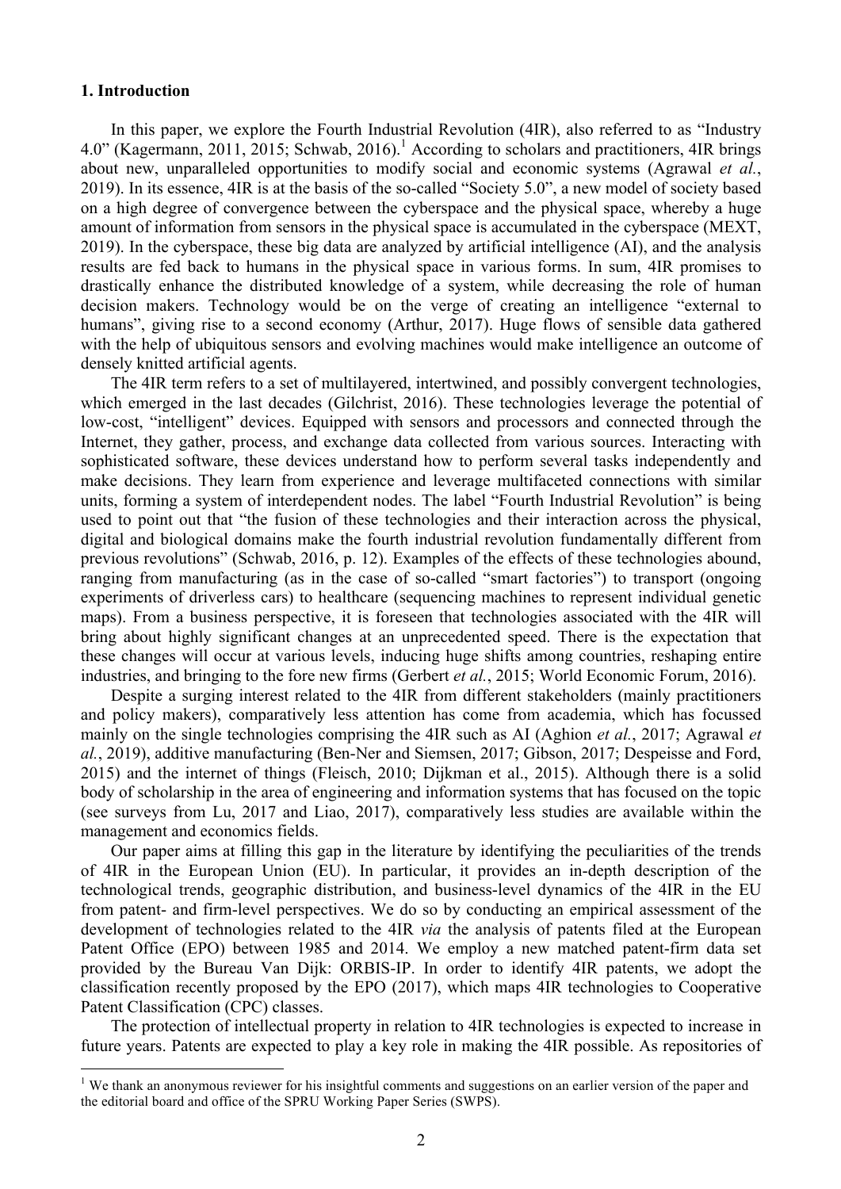## 1. Introduction

In this paper, we explore the Fourth Industrial Revolution (4IR), also referred to as "Industry 4.0" (Kagermann, 2011, 2015; Schwab, 2016).[1] According to scholars and practitioners, 4IR brings about new, unparalleled opportunities to modify social and economic systems (Agrawal *et al.*, 2019). In its essence, 4IR is at the basis of the so-called "Society 5.0", a new model of society based on a high degree of convergence between the cyberspace and the physical space, whereby a huge amount of information from sensors in the physical space is accumulated in the cyberspace (MEXT, 2019). In the cyberspace, these big data are analyzed by artificial intelligence (AI), and the analysis results are fed back to humans in the physical space in various forms. In sum, 4IR promises to drastically enhance the distributed knowledge of a system, while decreasing the role of human decision makers. Technology would be on the verge of creating an intelligence "external to humans", giving rise to a second economy (Arthur, 2017). Huge flows of sensible data gathered with the help of ubiquitous sensors and evolving machines would make intelligence an outcome of densely knitted artificial agents.

The 4IR term refers to a set of multilayered, intertwined, and possibly convergent technologies, which emerged in the last decades (Gilchrist, 2016). These technologies leverage the potential of low-cost, "intelligent" devices. Equipped with sensors and processors and connected through the Internet, they gather, process, and exchange data collected from various sources. Interacting with sophisticated software, these devices understand how to perform several tasks independently and make decisions. They learn from experience and leverage multifaceted connections with similar units, forming a system of interdependent nodes. The label "Fourth Industrial Revolution" is being used to point out that "the fusion of these technologies and their interaction across the physical, digital and biological domains make the fourth industrial revolution fundamentally different from previous revolutions" (Schwab, 2016, p. 12). Examples of the effects of these technologies abound, ranging from manufacturing (as in the case of so-called "smart factories") to transport (ongoing experiments of driverless cars) to healthcare (sequencing machines to represent individual genetic maps). From a business perspective, it is foreseen that technologies associated with the 4IR will bring about highly significant changes at an unprecedented speed. There is the expectation that these changes will occur at various levels, inducing huge shifts among countries, reshaping entire industries, and bringing to the fore new firms (Gerbert *et al.*, 2015; World Economic Forum, 2016).

Despite a surging interest related to the 4IR from different stakeholders (mainly practitioners and policy makers), comparatively less attention has come from academia, which has focussed mainly on the single technologies comprising the 4IR such as AI (Aghion *et al.*, 2017; Agrawal *et al.*, 2019), additive manufacturing (Ben-Ner and Siemsen, 2017; Gibson, 2017; Despeisse and Ford, 2015) and the internet of things (Fleisch, 2010; Dijkman et al., 2015). Although there is a solid body of scholarship in the area of engineering and information systems that has focused on the topic (see surveys from Lu, 2017 and Liao, 2017), comparatively less studies are available within the management and economics fields.

Our paper aims at filling this gap in the literature by identifying the peculiarities of the trends of 4IR in the European Union (EU). In particular, it provides an in-depth description of the technological trends, geographic distribution, and business-level dynamics of the 4IR in the EU from patent- and firm-level perspectives. We do so by conducting an empirical assessment of the development of technologies related to the 4IR *via* the analysis of patents filed at the European Patent Office (EPO) between 1985 and 2014. We employ a new matched patent-firm data set provided by the Bureau Van Dijk: ORBIS-IP. In order to identify 4IR patents, we adopt the classification recently proposed by the EPO (2017), which maps 4IR technologies to Cooperative Patent Classification (CPC) classes.

The protection of intellectual property in relation to 4IR technologies is expected to increase in future years. Patents are expected to play a key role in making the 4IR possible. As repositories of

[1] We thank an anonymous reviewer for his insightful comments and suggestions on an earlier version of the paper and the editorial board and office of the SPRU Working Paper Series (SWPS).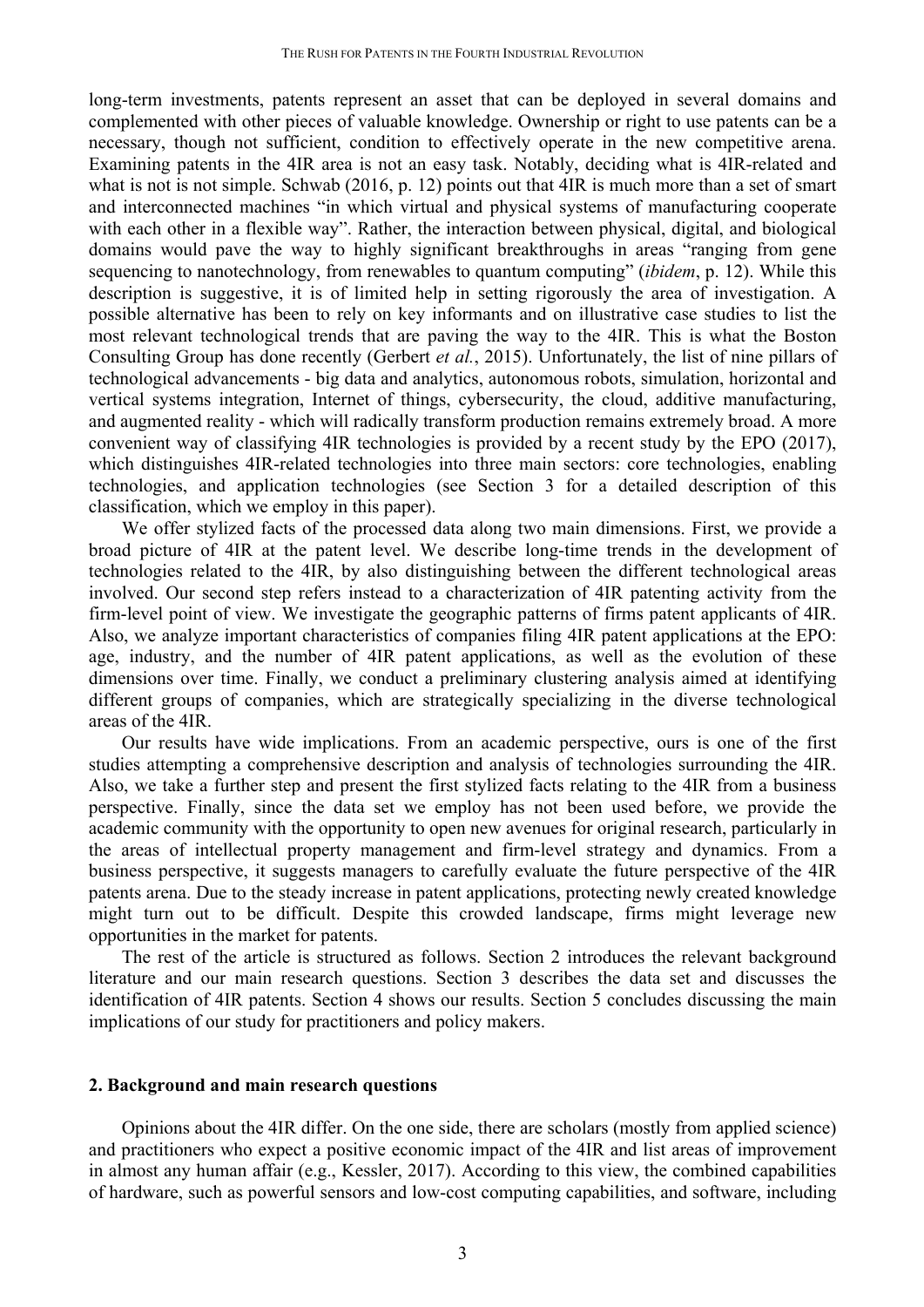long-term investments, patents represent an asset that can be deployed in several domains and complemented with other pieces of valuable knowledge. Ownership or right to use patents can be a necessary, though not sufficient, condition to effectively operate in the new competitive arena. Examining patents in the 4IR area is not an easy task. Notably, deciding what is 4IR-related and what is not is not simple. Schwab (2016, p. 12) points out that 4IR is much more than a set of smart and interconnected machines "in which virtual and physical systems of manufacturing cooperate with each other in a flexible way". Rather, the interaction between physical, digital, and biological domains would pave the way to highly significant breakthroughs in areas "ranging from gene sequencing to nanotechnology, from renewables to quantum computing" (*ibidem*, p. 12). While this description is suggestive, it is of limited help in setting rigorously the area of investigation. A possible alternative has been to rely on key informants and on illustrative case studies to list the most relevant technological trends that are paving the way to the 4IR. This is what the Boston Consulting Group has done recently (Gerbert *et al.*, 2015). Unfortunately, the list of nine pillars of technological advancements - big data and analytics, autonomous robots, simulation, horizontal and vertical systems integration, Internet of things, cybersecurity, the cloud, additive manufacturing, and augmented reality - which will radically transform production remains extremely broad. A more convenient way of classifying 4IR technologies is provided by a recent study by the EPO (2017), which distinguishes 4IR-related technologies into three main sectors: core technologies, enabling technologies, and application technologies (see Section 3 for a detailed description of this classification, which we employ in this paper).

We offer stylized facts of the processed data along two main dimensions. First, we provide a broad picture of 4IR at the patent level. We describe long-time trends in the development of technologies related to the 4IR, by also distinguishing between the different technological areas involved. Our second step refers instead to a characterization of 4IR patenting activity from the firm-level point of view. We investigate the geographic patterns of firms patent applicants of 4IR. Also, we analyze important characteristics of companies filing 4IR patent applications at the EPO: age, industry, and the number of 4IR patent applications, as well as the evolution of these dimensions over time. Finally, we conduct a preliminary clustering analysis aimed at identifying different groups of companies, which are strategically specializing in the diverse technological areas of the 4IR.

Our results have wide implications. From an academic perspective, ours is one of the first studies attempting a comprehensive description and analysis of technologies surrounding the 4IR. Also, we take a further step and present the first stylized facts relating to the 4IR from a business perspective. Finally, since the data set we employ has not been used before, we provide the academic community with the opportunity to open new avenues for original research, particularly in the areas of intellectual property management and firm-level strategy and dynamics. From a business perspective, it suggests managers to carefully evaluate the future perspective of the 4IR patents arena. Due to the steady increase in patent applications, protecting newly created knowledge might turn out to be difficult. Despite this crowded landscape, firms might leverage new opportunities in the market for patents.

The rest of the article is structured as follows. Section 2 introduces the relevant background literature and our main research questions. Section 3 describes the data set and discusses the identification of 4IR patents. Section 4 shows our results. Section 5 concludes discussing the main implications of our study for practitioners and policy makers.

## 2. Background and main research questions

Opinions about the 4IR differ. On the one side, there are scholars (mostly from applied science) and practitioners who expect a positive economic impact of the 4IR and list areas of improvement in almost any human affair (e.g., Kessler, 2017). According to this view, the combined capabilities of hardware, such as powerful sensors and low-cost computing capabilities, and software, including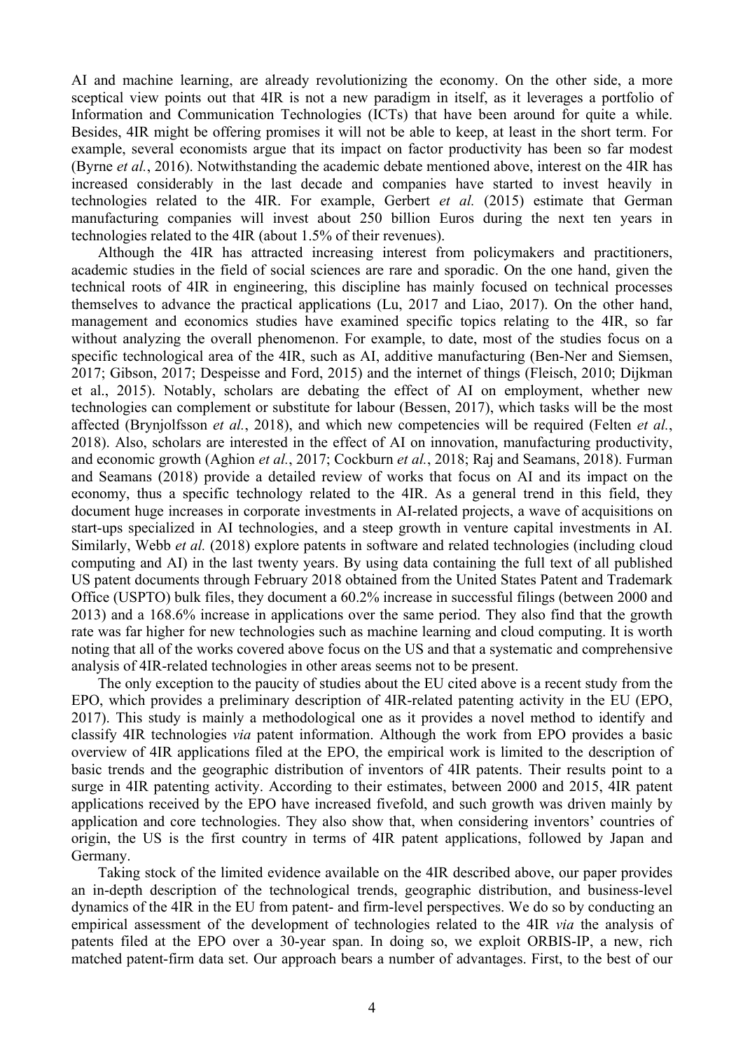AI and machine learning, are already revolutionizing the economy. On the other side, a more sceptical view points out that 4IR is not a new paradigm in itself, as it leverages a portfolio of Information and Communication Technologies (ICTs) that have been around for quite a while. Besides, 4IR might be offering promises it will not be able to keep, at least in the short term. For example, several economists argue that its impact on factor productivity has been so far modest (Byrne *et al.*, 2016). Notwithstanding the academic debate mentioned above, interest on the 4IR has increased considerably in the last decade and companies have started to invest heavily in technologies related to the 4IR. For example, Gerbert *et al.* (2015) estimate that German manufacturing companies will invest about 250 billion Euros during the next ten years in technologies related to the 4IR (about 1.5% of their revenues).

Although the 4IR has attracted increasing interest from policymakers and practitioners, academic studies in the field of social sciences are rare and sporadic. On the one hand, given the technical roots of 4IR in engineering, this discipline has mainly focused on technical processes themselves to advance the practical applications (Lu, 2017 and Liao, 2017). On the other hand, management and economics studies have examined specific topics relating to the 4IR, so far without analyzing the overall phenomenon. For example, to date, most of the studies focus on a specific technological area of the 4IR, such as AI, additive manufacturing (Ben-Ner and Siemsen, 2017; Gibson, 2017; Despeisse and Ford, 2015) and the internet of things (Fleisch, 2010; Dijkman et al., 2015). Notably, scholars are debating the effect of AI on employment, whether new technologies can complement or substitute for labour (Bessen, 2017), which tasks will be the most affected (Brynjolfsson *et al.*, 2018), and which new competencies will be required (Felten *et al.*, 2018). Also, scholars are interested in the effect of AI on innovation, manufacturing productivity, and economic growth (Aghion *et al.*, 2017; Cockburn *et al.*, 2018; Raj and Seamans, 2018). Furman and Seamans (2018) provide a detailed review of works that focus on AI and its impact on the economy, thus a specific technology related to the 4IR. As a general trend in this field, they document huge increases in corporate investments in AI-related projects, a wave of acquisitions on start-ups specialized in AI technologies, and a steep growth in venture capital investments in AI. Similarly, Webb *et al.* (2018) explore patents in software and related technologies (including cloud computing and AI) in the last twenty years. By using data containing the full text of all published US patent documents through February 2018 obtained from the United States Patent and Trademark Office (USPTO) bulk files, they document a 60.2% increase in successful filings (between 2000 and 2013) and a 168.6% increase in applications over the same period. They also find that the growth rate was far higher for new technologies such as machine learning and cloud computing. It is worth noting that all of the works covered above focus on the US and that a systematic and comprehensive analysis of 4IR-related technologies in other areas seems not to be present.

The only exception to the paucity of studies about the EU cited above is a recent study from the EPO, which provides a preliminary description of 4IR-related patenting activity in the EU (EPO, 2017). This study is mainly a methodological one as it provides a novel method to identify and classify 4IR technologies *via* patent information. Although the work from EPO provides a basic overview of 4IR applications filed at the EPO, the empirical work is limited to the description of basic trends and the geographic distribution of inventors of 4IR patents. Their results point to a surge in 4IR patenting activity. According to their estimates, between 2000 and 2015, 4IR patent applications received by the EPO have increased fivefold, and such growth was driven mainly by application and core technologies. They also show that, when considering inventors' countries of origin, the US is the first country in terms of 4IR patent applications, followed by Japan and Germany.

Taking stock of the limited evidence available on the 4IR described above, our paper provides an in-depth description of the technological trends, geographic distribution, and business-level dynamics of the 4IR in the EU from patent- and firm-level perspectives. We do so by conducting an empirical assessment of the development of technologies related to the 4IR *via* the analysis of patents filed at the EPO over a 30-year span. In doing so, we exploit ORBIS-IP, a new, rich matched patent-firm data set. Our approach bears a number of advantages. First, to the best of our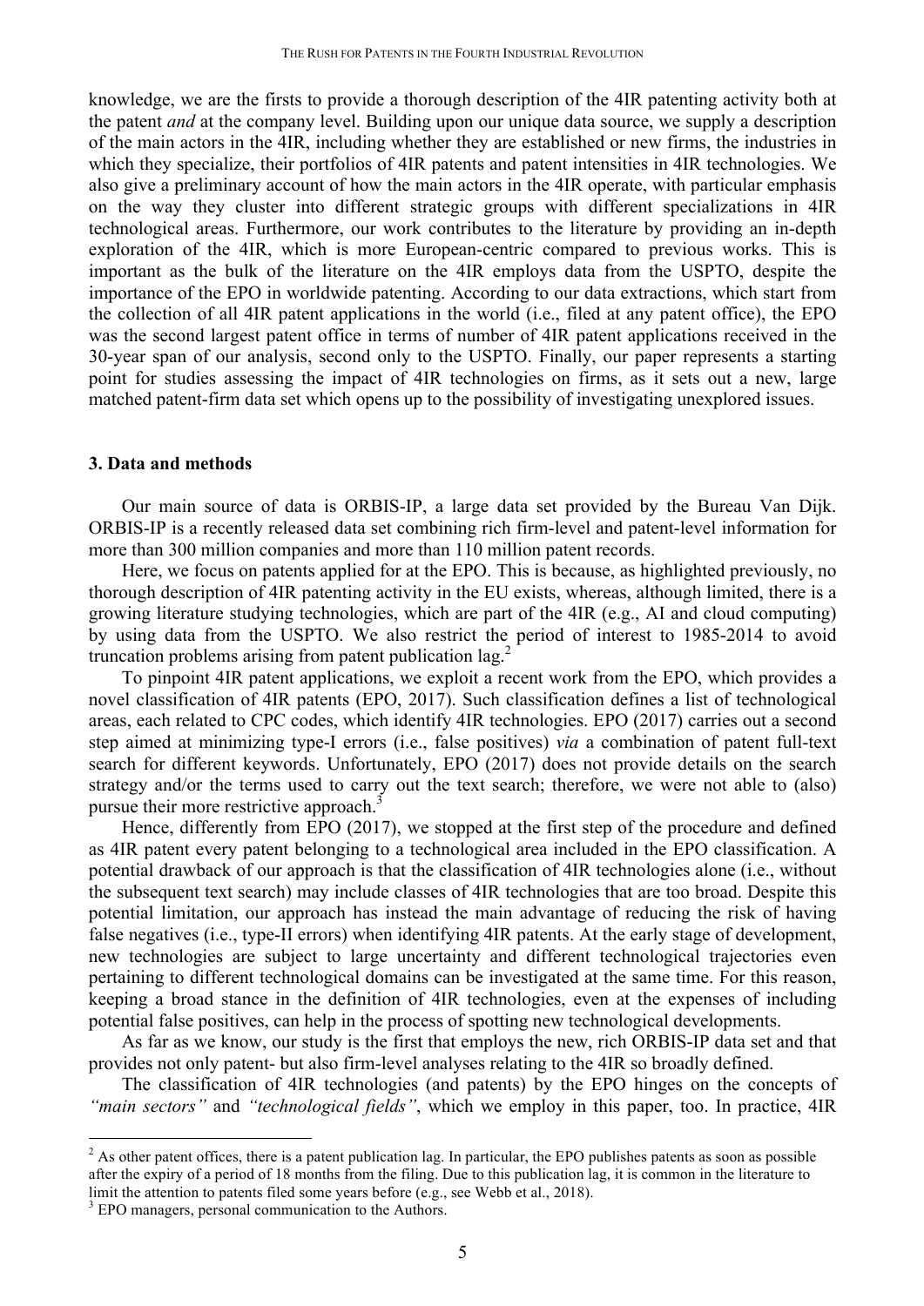knowledge, we are the firsts to provide a thorough description of the 4IR patenting activity both at the patent *and* at the company level. Building upon our unique data source, we supply a description of the main actors in the 4IR, including whether they are established or new firms, the industries in which they specialize, their portfolios of 4IR patents and patent intensities in 4IR technologies. We also give a preliminary account of how the main actors in the 4IR operate, with particular emphasis on the way they cluster into different strategic groups with different specializations in 4IR technological areas. Furthermore, our work contributes to the literature by providing an in-depth exploration of the 4IR, which is more European-centric compared to previous works. This is important as the bulk of the literature on the 4IR employs data from the USPTO, despite the importance of the EPO in worldwide patenting. According to our data extractions, which start from the collection of all 4IR patent applications in the world (i.e., filed at any patent office), the EPO was the second largest patent office in terms of number of 4IR patent applications received in the 30-year span of our analysis, second only to the USPTO. Finally, our paper represents a starting point for studies assessing the impact of 4IR technologies on firms, as it sets out a new, large matched patent-firm data set which opens up to the possibility of investigating unexplored issues.

## 3. Data and methods

Our main source of data is ORBIS-IP, a large data set provided by the Bureau Van Dijk. ORBIS-IP is a recently released data set combining rich firm-level and patent-level information for more than 300 million companies and more than 110 million patent records.

Here, we focus on patents applied for at the EPO. This is because, as highlighted previously, no thorough description of 4IR patenting activity in the EU exists, whereas, although limited, there is a growing literature studying technologies, which are part of the 4IR (e.g., AI and cloud computing) by using data from the USPTO. We also restrict the period of interest to 1985-2014 to avoid truncation problems arising from patent publication lag.[2]

To pinpoint 4IR patent applications, we exploit a recent work from the EPO, which provides a novel classification of 4IR patents (EPO, 2017). Such classification defines a list of technological areas, each related to CPC codes, which identify 4IR technologies. EPO (2017) carries out a second step aimed at minimizing type-I errors (i.e., false positives) *via* a combination of patent full-text search for different keywords. Unfortunately, EPO (2017) does not provide details on the search strategy and/or the terms used to carry out the text search; therefore, we were not able to (also) pursue their more restrictive approach.[3]

Hence, differently from EPO (2017), we stopped at the first step of the procedure and defined as 4IR patent every patent belonging to a technological area included in the EPO classification. A potential drawback of our approach is that the classification of 4IR technologies alone (i.e., without the subsequent text search) may include classes of 4IR technologies that are too broad. Despite this potential limitation, our approach has instead the main advantage of reducing the risk of having false negatives (i.e., type-II errors) when identifying 4IR patents. At the early stage of development, new technologies are subject to large uncertainty and different technological trajectories even pertaining to different technological domains can be investigated at the same time. For this reason, keeping a broad stance in the definition of 4IR technologies, even at the expenses of including potential false positives, can help in the process of spotting new technological developments.

As far as we know, our study is the first that employs the new, rich ORBIS-IP data set and that provides not only patent- but also firm-level analyses relating to the 4IR so broadly defined.

The classification of 4IR technologies (and patents) by the EPO hinges on the concepts of *"main sectors"* and *"technological fields"*, which we employ in this paper, too. In practice, 4IR

---

[2] As other patent offices, there is a patent publication lag. In particular, the EPO publishes patents as soon as possible after the expiry of a period of 18 months from the filing. Due to this publication lag, it is common in the literature to limit the attention to patents filed some years before (e.g., see Webb et al., 2018).

[3] EPO managers, personal communication to the Authors.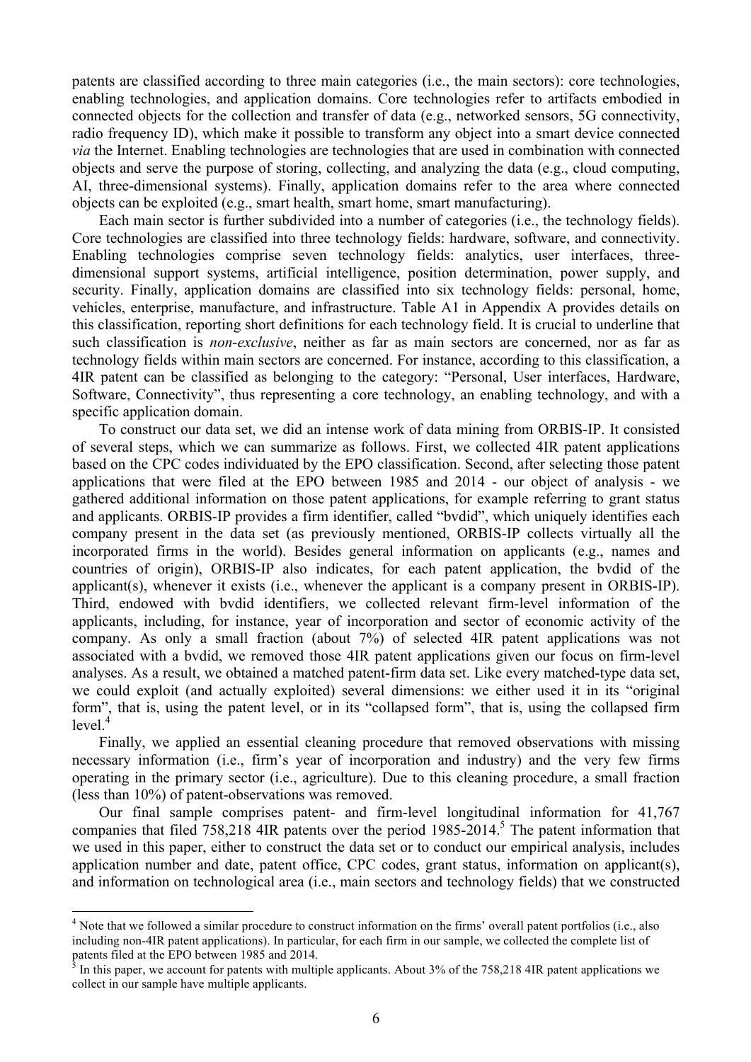patents are classified according to three main categories (i.e., the main sectors): core technologies, enabling technologies, and application domains. Core technologies refer to artifacts embodied in connected objects for the collection and transfer of data (e.g., networked sensors, 5G connectivity, radio frequency ID), which make it possible to transform any object into a smart device connected *via* the Internet. Enabling technologies are technologies that are used in combination with connected objects and serve the purpose of storing, collecting, and analyzing the data (e.g., cloud computing, AI, three-dimensional systems). Finally, application domains refer to the area where connected objects can be exploited (e.g., smart health, smart home, smart manufacturing).

Each main sector is further subdivided into a number of categories (i.e., the technology fields). Core technologies are classified into three technology fields: hardware, software, and connectivity. Enabling technologies comprise seven technology fields: analytics, user interfaces, three-dimensional support systems, artificial intelligence, position determination, power supply, and security. Finally, application domains are classified into six technology fields: personal, home, vehicles, enterprise, manufacture, and infrastructure. Table A1 in Appendix A provides details on this classification, reporting short definitions for each technology field. It is crucial to underline that such classification is *non-exclusive*, neither as far as main sectors are concerned, nor as far as technology fields within main sectors are concerned. For instance, according to this classification, a 4IR patent can be classified as belonging to the category: "Personal, User interfaces, Hardware, Software, Connectivity", thus representing a core technology, an enabling technology, and with a specific application domain.

To construct our data set, we did an intense work of data mining from ORBIS-IP. It consisted of several steps, which we can summarize as follows. First, we collected 4IR patent applications based on the CPC codes individuated by the EPO classification. Second, after selecting those patent applications that were filed at the EPO between 1985 and 2014 - our object of analysis - we gathered additional information on those patent applications, for example referring to grant status and applicants. ORBIS-IP provides a firm identifier, called "bvdid", which uniquely identifies each company present in the data set (as previously mentioned, ORBIS-IP collects virtually all the incorporated firms in the world). Besides general information on applicants (e.g., names and countries of origin), ORBIS-IP also indicates, for each patent application, the bvdid of the applicant(s), whenever it exists (i.e., whenever the applicant is a company present in ORBIS-IP). Third, endowed with bvdid identifiers, we collected relevant firm-level information of the applicants, including, for instance, year of incorporation and sector of economic activity of the company. As only a small fraction (about 7%) of selected 4IR patent applications was not associated with a bvdid, we removed those 4IR patent applications given our focus on firm-level analyses. As a result, we obtained a matched patent-firm data set. Like every matched-type data set, we could exploit (and actually exploited) several dimensions: we either used it in its "original form", that is, using the patent level, or in its "collapsed form", that is, using the collapsed firm level.[4]

Finally, we applied an essential cleaning procedure that removed observations with missing necessary information (i.e., firm's year of incorporation and industry) and the very few firms operating in the primary sector (i.e., agriculture). Due to this cleaning procedure, a small fraction (less than 10%) of patent-observations was removed.

Our final sample comprises patent- and firm-level longitudinal information for 41,767 companies that filed 758,218 4IR patents over the period 1985-2014.[5] The patent information that we used in this paper, either to construct the data set or to conduct our empirical analysis, includes application number and date, patent office, CPC codes, grant status, information on applicant(s), and information on technological area (i.e., main sectors and technology fields) that we constructed

---

[4] Note that we followed a similar procedure to construct information on the firms' overall patent portfolios (i.e., also including non-4IR patent applications). In particular, for each firm in our sample, we collected the complete list of patents filed at the EPO between 1985 and 2014.

[5] In this paper, we account for patents with multiple applicants. About 3% of the 758,218 4IR patent applications we collect in our sample have multiple applicants.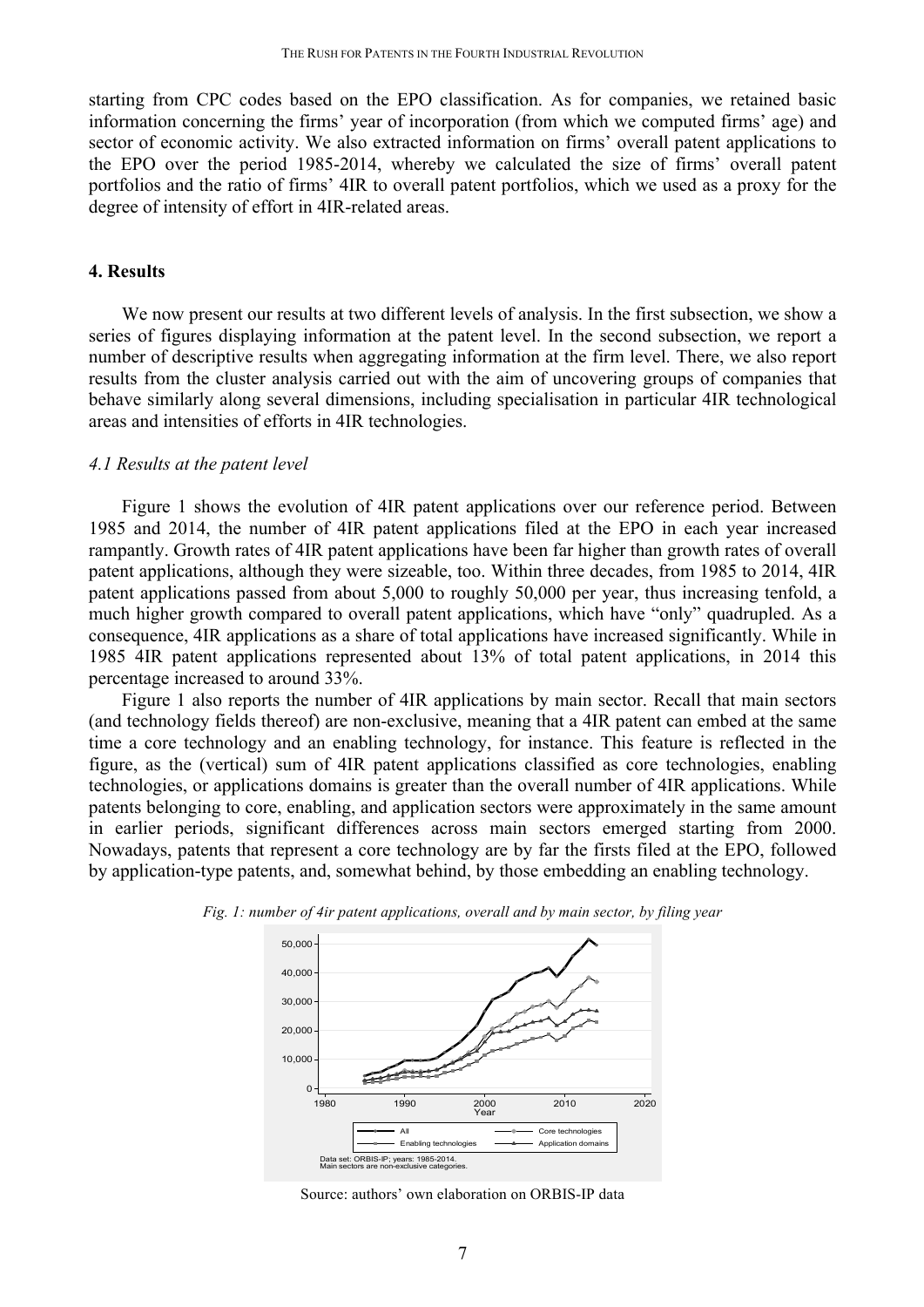starting from CPC codes based on the EPO classification. As for companies, we retained basic information concerning the firms' year of incorporation (from which we computed firms' age) and sector of economic activity. We also extracted information on firms' overall patent applications to the EPO over the period 1985-2014, whereby we calculated the size of firms' overall patent portfolios and the ratio of firms' 4IR to overall patent portfolios, which we used as a proxy for the degree of intensity of effort in 4IR-related areas.

## 4. Results

We now present our results at two different levels of analysis. In the first subsection, we show a series of figures displaying information at the patent level. In the second subsection, we report a number of descriptive results when aggregating information at the firm level. There, we also report results from the cluster analysis carried out with the aim of uncovering groups of companies that behave similarly along several dimensions, including specialisation in particular 4IR technological areas and intensities of efforts in 4IR technologies.

### *4.1 Results at the patent level*

Figure 1 shows the evolution of 4IR patent applications over our reference period. Between 1985 and 2014, the number of 4IR patent applications filed at the EPO in each year increased rampantly. Growth rates of 4IR patent applications have been far higher than growth rates of overall patent applications, although they were sizeable, too. Within three decades, from 1985 to 2014, 4IR patent applications passed from about 5,000 to roughly 50,000 per year, thus increasing tenfold, a much higher growth compared to overall patent applications, which have "only" quadrupled. As a consequence, 4IR applications as a share of total applications have increased significantly. While in 1985 4IR patent applications represented about 13% of total patent applications, in 2014 this percentage increased to around 33%.

Figure 1 also reports the number of 4IR applications by main sector. Recall that main sectors (and technology fields thereof) are non-exclusive, meaning that a 4IR patent can embed at the same time a core technology and an enabling technology, for instance. This feature is reflected in the figure, as the (vertical) sum of 4IR patent applications classified as core technologies, enabling technologies, or applications domains is greater than the overall number of 4IR applications. While patents belonging to core, enabling, and application sectors were approximately in the same amount in earlier periods, significant differences across main sectors emerged starting from 2000. Nowadays, patents that represent a core technology are by far the firsts filed at the EPO, followed by application-type patents, and, somewhat behind, by those embedding an enabling technology.

*Fig. 1: number of 4ir patent applications, overall and by main sector, by filing year*

Source: authors' own elaboration on ORBIS-IP data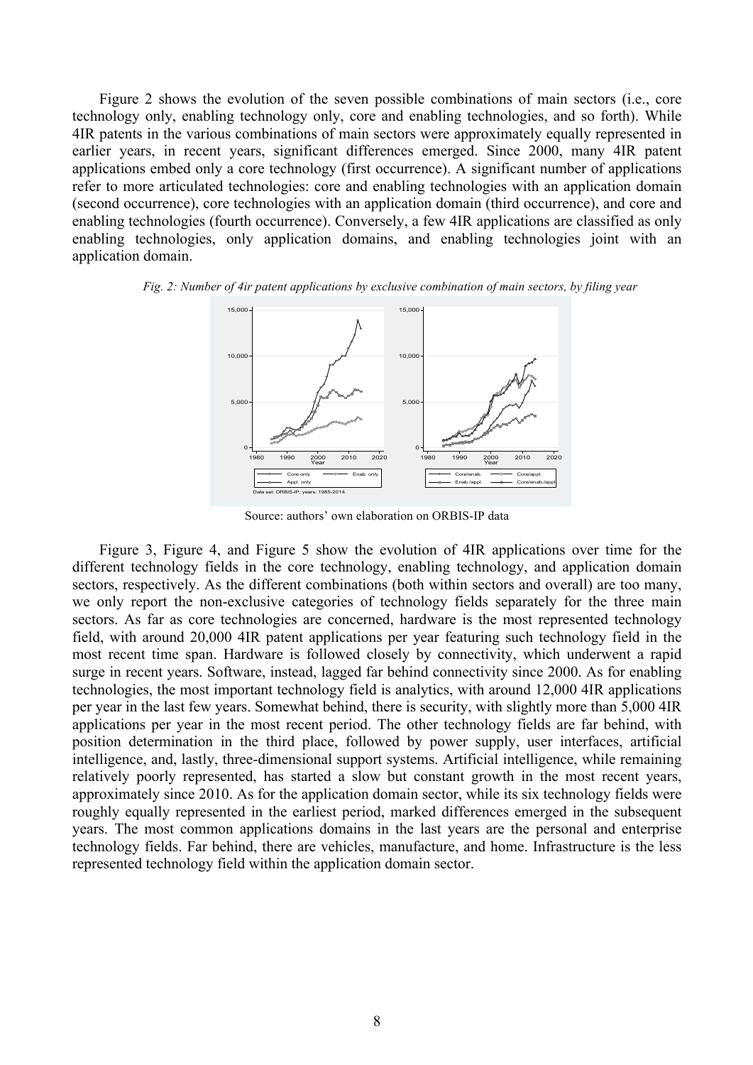Figure 2 shows the evolution of the seven possible combinations of main sectors (i.e., core technology only, enabling technology only, core and enabling technologies, and so forth). While 4IR patents in the various combinations of main sectors were approximately equally represented in earlier years, in recent years, significant differences emerged. Since 2000, many 4IR patent applications embed only a core technology (first occurrence). A significant number of applications refer to more articulated technologies: core and enabling technologies with an application domain (second occurrence), core technologies with an application domain (third occurrence), and core and enabling technologies (fourth occurrence). Conversely, a few 4IR applications are classified as only enabling technologies, only application domains, and enabling technologies joint with an application domain.

*Fig. 2: Number of 4ir patent applications by exclusive combination of main sectors, by filing year*

Source: authors' own elaboration on ORBIS-IP data

Figure 3, Figure 4, and Figure 5 show the evolution of 4IR applications over time for the different technology fields in the core technology, enabling technology, and application domain sectors, respectively. As the different combinations (both within sectors and overall) are too many, we only report the non-exclusive categories of technology fields separately for the three main sectors. As far as core technologies are concerned, hardware is the most represented technology field, with around 20,000 4IR patent applications per year featuring such technology field in the most recent time span. Hardware is followed closely by connectivity, which underwent a rapid surge in recent years. Software, instead, lagged far behind connectivity since 2000. As for enabling technologies, the most important technology field is analytics, with around 12,000 4IR applications per year in the last few years. Somewhat behind, there is security, with slightly more than 5,000 4IR applications per year in the most recent period. The other technology fields are far behind, with position determination in the third place, followed by power supply, user interfaces, artificial intelligence, and, lastly, three-dimensional support systems. Artificial intelligence, while remaining relatively poorly represented, has started a slow but constant growth in the most recent years, approximately since 2010. As for the application domain sector, while its six technology fields were roughly equally represented in the earliest period, marked differences emerged in the subsequent years. The most common applications domains in the last years are the personal and enterprise technology fields. Far behind, there are vehicles, manufacture, and home. Infrastructure is the less represented technology field within the application domain sector.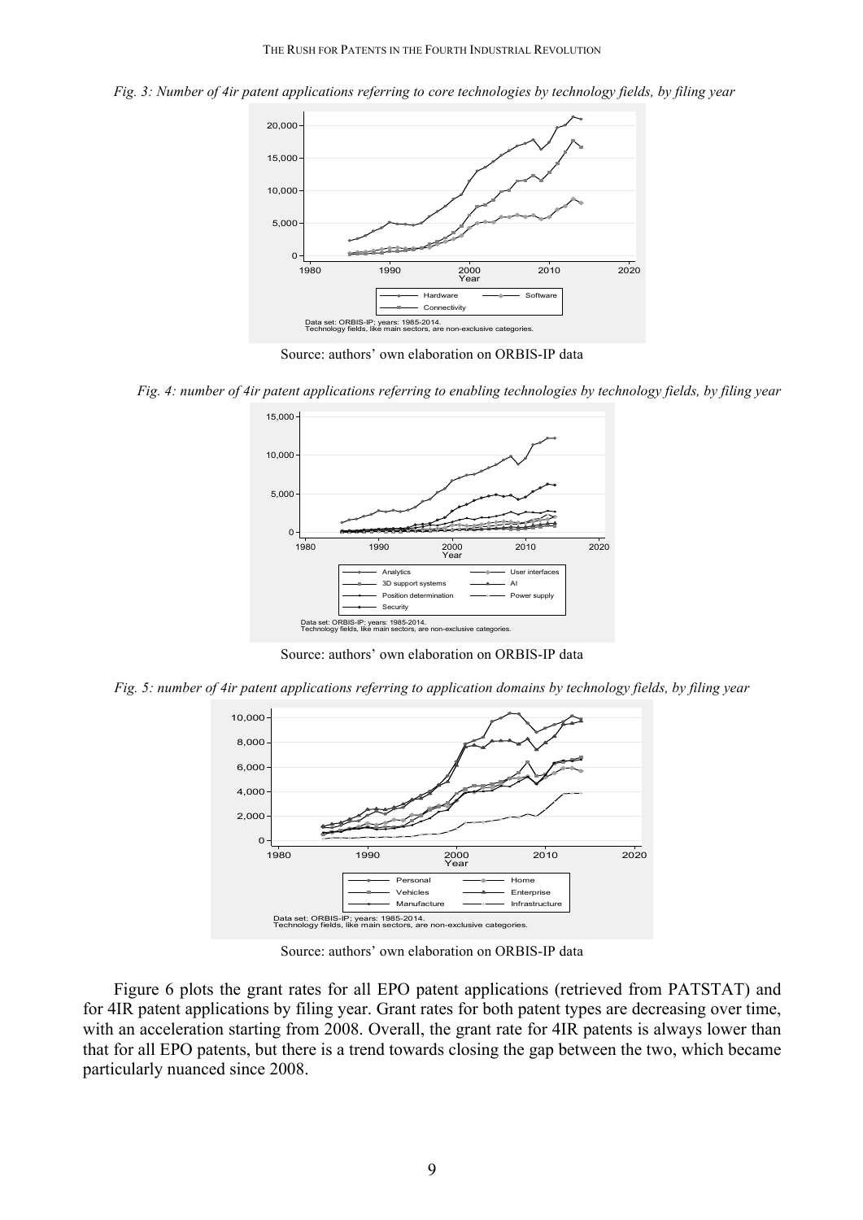*Fig. 3: Number of 4ir patent applications referring to core technologies by technology fields, by filing year*

Source: authors' own elaboration on ORBIS-IP data

*Fig. 4: number of 4ir patent applications referring to enabling technologies by technology fields, by filing year*

Source: authors' own elaboration on ORBIS-IP data

*Fig. 5: number of 4ir patent applications referring to application domains by technology fields, by filing year*

Source: authors' own elaboration on ORBIS-IP data

Figure 6 plots the grant rates for all EPO patent applications (retrieved from PATSTAT) and for 4IR patent applications by filing year. Grant rates for both patent types are decreasing over time, with an acceleration starting from 2008. Overall, the grant rate for 4IR patents is always lower than that for all EPO patents, but there is a trend towards closing the gap between the two, which became particularly nuanced since 2008.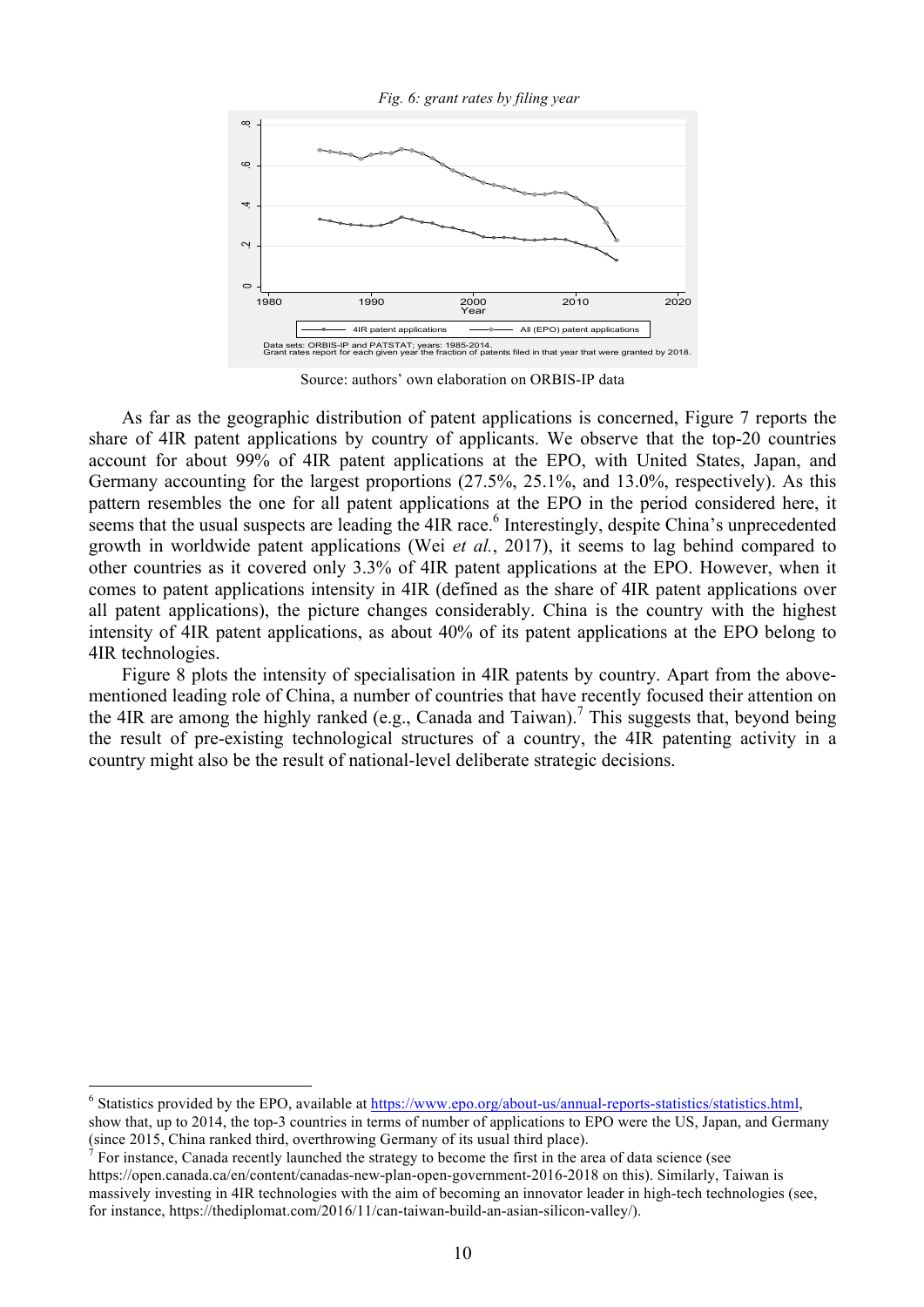*Fig. 6: grant rates by filing year*

Source: authors' own elaboration on ORBIS-IP data

As far as the geographic distribution of patent applications is concerned, Figure 7 reports the share of 4IR patent applications by country of applicants. We observe that the top-20 countries account for about 99% of 4IR patent applications at the EPO, with United States, Japan, and Germany accounting for the largest proportions (27.5%, 25.1%, and 13.0%, respectively). As this pattern resembles the one for all patent applications at the EPO in the period considered here, it seems that the usual suspects are leading the 4IR race.[6] Interestingly, despite China's unprecedented growth in worldwide patent applications (Wei *et al.*, 2017), it seems to lag behind compared to other countries as it covered only 3.3% of 4IR patent applications at the EPO. However, when it comes to patent applications intensity in 4IR (defined as the share of 4IR patent applications over all patent applications), the picture changes considerably. China is the country with the highest intensity of 4IR patent applications, as about 40% of its patent applications at the EPO belong to 4IR technologies.

Figure 8 plots the intensity of specialisation in 4IR patents by country. Apart from the above-mentioned leading role of China, a number of countries that have recently focused their attention on the 4IR are among the highly ranked (e.g., Canada and Taiwan).[7] This suggests that, beyond being the result of pre-existing technological structures of a country, the 4IR patenting activity in a country might also be the result of national-level deliberate strategic decisions.

[6] Statistics provided by the EPO, available at https://www.epo.org/about-us/annual-reports-statistics/statistics.html, show that, up to 2014, the top-3 countries in terms of number of applications to EPO were the US, Japan, and Germany (since 2015, China ranked third, overthrowing Germany of its usual third place).

[7] For instance, Canada recently launched the strategy to become the first in the area of data science (see https://open.canada.ca/en/content/canadas-new-plan-open-government-2016-2018 on this). Similarly, Taiwan is massively investing in 4IR technologies with the aim of becoming an innovator leader in high-tech technologies (see, for instance, https://thediplomat.com/2016/11/can-taiwan-build-an-asian-silicon-valley/).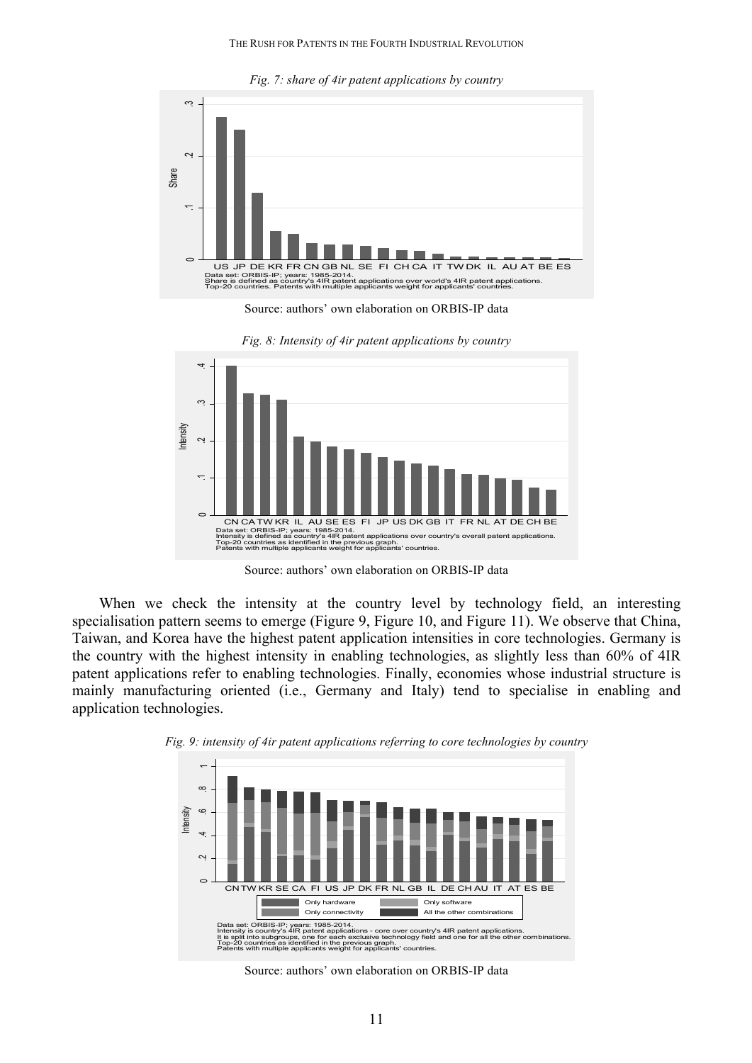*Fig. 7: share of 4ir patent applications by country*

Source: authors' own elaboration on ORBIS-IP data

*Fig. 8: Intensity of 4ir patent applications by country*

Source: authors' own elaboration on ORBIS-IP data

When we check the intensity at the country level by technology field, an interesting specialisation pattern seems to emerge (Figure 9, Figure 10, and Figure 11). We observe that China, Taiwan, and Korea have the highest patent application intensities in core technologies. Germany is the country with the highest intensity in enabling technologies, as slightly less than 60% of 4IR patent applications refer to enabling technologies. Finally, economies whose industrial structure is mainly manufacturing oriented (i.e., Germany and Italy) tend to specialise in enabling and application technologies.

*Fig. 9: intensity of 4ir patent applications referring to core technologies by country*

Source: authors' own elaboration on ORBIS-IP data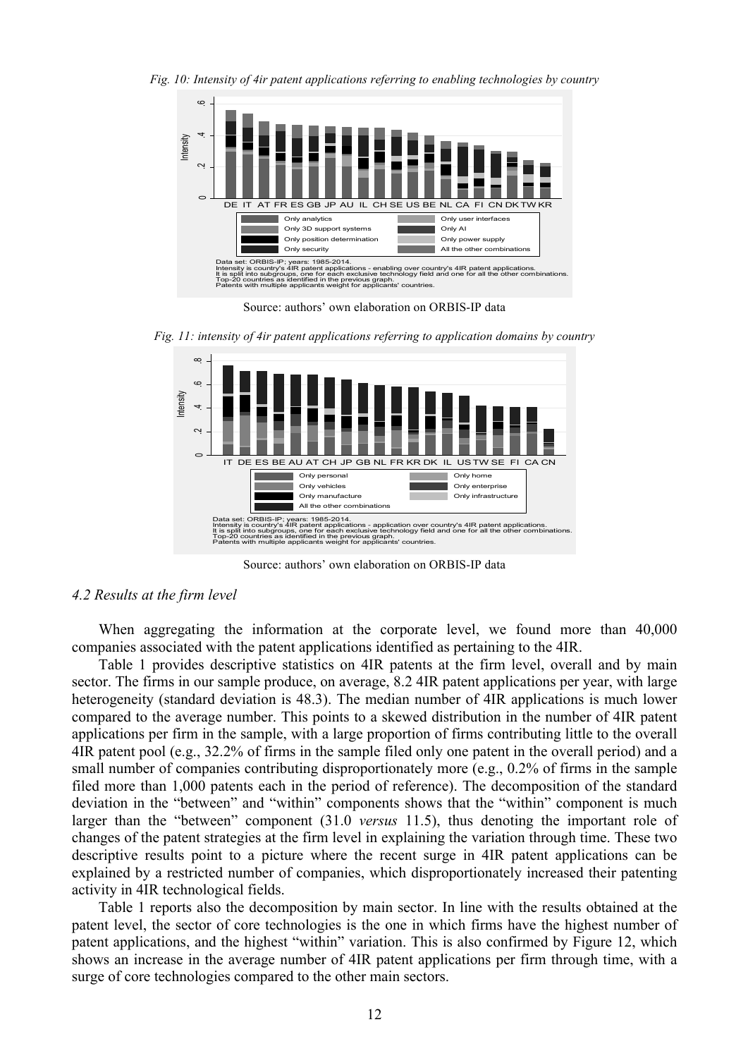*Fig. 10: Intensity of 4ir patent applications referring to enabling technologies by country*

Source: authors' own elaboration on ORBIS-IP data

*Fig. 11: intensity of 4ir patent applications referring to application domains by country*

Source: authors' own elaboration on ORBIS-IP data

### *4.2 Results at the firm level*

When aggregating the information at the corporate level, we found more than 40,000 companies associated with the patent applications identified as pertaining to the 4IR.

Table 1 provides descriptive statistics on 4IR patents at the firm level, overall and by main sector. The firms in our sample produce, on average, 8.2 4IR patent applications per year, with large heterogeneity (standard deviation is 48.3). The median number of 4IR applications is much lower compared to the average number. This points to a skewed distribution in the number of 4IR patent applications per firm in the sample, with a large proportion of firms contributing little to the overall 4IR patent pool (e.g., 32.2% of firms in the sample filed only one patent in the overall period) and a small number of companies contributing disproportionately more (e.g., 0.2% of firms in the sample filed more than 1,000 patents each in the period of reference). The decomposition of the standard deviation in the "between" and "within" components shows that the "within" component is much larger than the "between" component (31.0 *versus* 11.5), thus denoting the important role of changes of the patent strategies at the firm level in explaining the variation through time. These two descriptive results point to a picture where the recent surge in 4IR patent applications can be explained by a restricted number of companies, which disproportionately increased their patenting activity in 4IR technological fields.

Table 1 reports also the decomposition by main sector. In line with the results obtained at the patent level, the sector of core technologies is the one in which firms have the highest number of patent applications, and the highest "within" variation. This is also confirmed by Figure 12, which shows an increase in the average number of 4IR patent applications per firm through time, with a surge of core technologies compared to the other main sectors.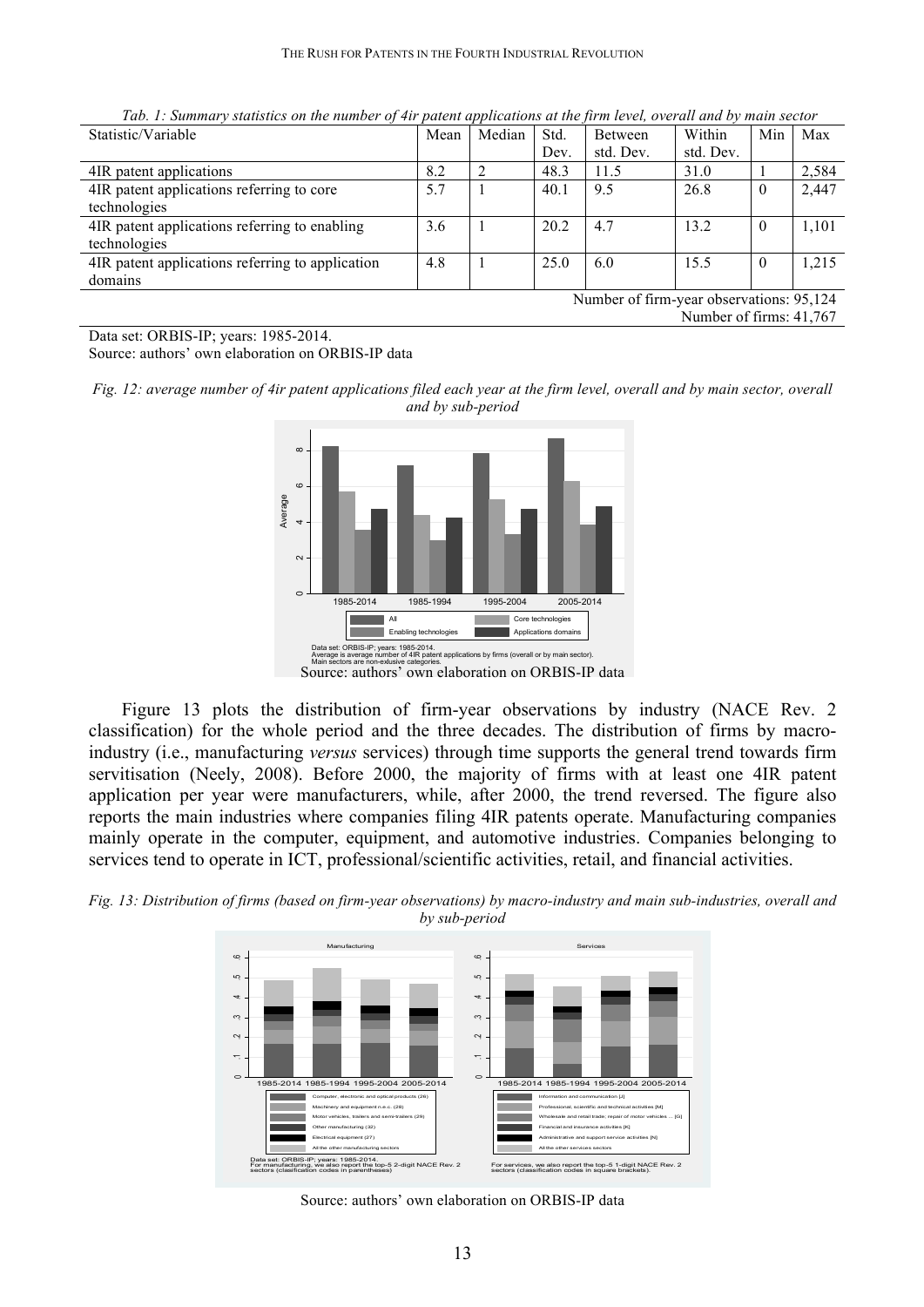*Tab. 1: Summary statistics on the number of 4ir patent applications at the firm level, overall and by main sector*

| Statistic/Variable | Mean | Median | Std. Dev. | Between std. Dev. | Within std. Dev. | Min | Max |
|---|---|---|---|---|---|---|---|
| 4IR patent applications | 8.2 | 2 | 48.3 | 11.5 | 31.0 | 1 | 2,584 |
| 4IR patent applications referring to core technologies | 5.7 | 1 | 40.1 | 9.5 | 26.8 | 0 | 2,447 |
| 4IR patent applications referring to enabling technologies | 3.6 | 1 | 20.2 | 4.7 | 13.2 | 0 | 1,101 |
| 4IR patent applications referring to application domains | 4.8 | 1 | 25.0 | 6.0 | 15.5 | 0 | 1,215 |

Number of firm-year observations: 95,124
Number of firms: 41,767

Data set: ORBIS-IP; years: 1985-2014.
Source: authors' own elaboration on ORBIS-IP data

*Fig. 12: average number of 4ir patent applications filed each year at the firm level, overall and by main sector, overall and by sub-period*

Source: authors' own elaboration on ORBIS-IP data

Figure 13 plots the distribution of firm-year observations by industry (NACE Rev. 2 classification) for the whole period and the three decades. The distribution of firms by macro-industry (i.e., manufacturing *versus* services) through time supports the general trend towards firm servitisation (Neely, 2008). Before 2000, the majority of firms with at least one 4IR patent application per year were manufacturers, while, after 2000, the trend reversed. The figure also reports the main industries where companies filing 4IR patents operate. Manufacturing companies mainly operate in the computer, equipment, and automotive industries. Companies belonging to services tend to operate in ICT, professional/scientific activities, retail, and financial activities.

*Fig. 13: Distribution of firms (based on firm-year observations) by macro-industry and main sub-industries, overall and by sub-period*

Source: authors' own elaboration on ORBIS-IP data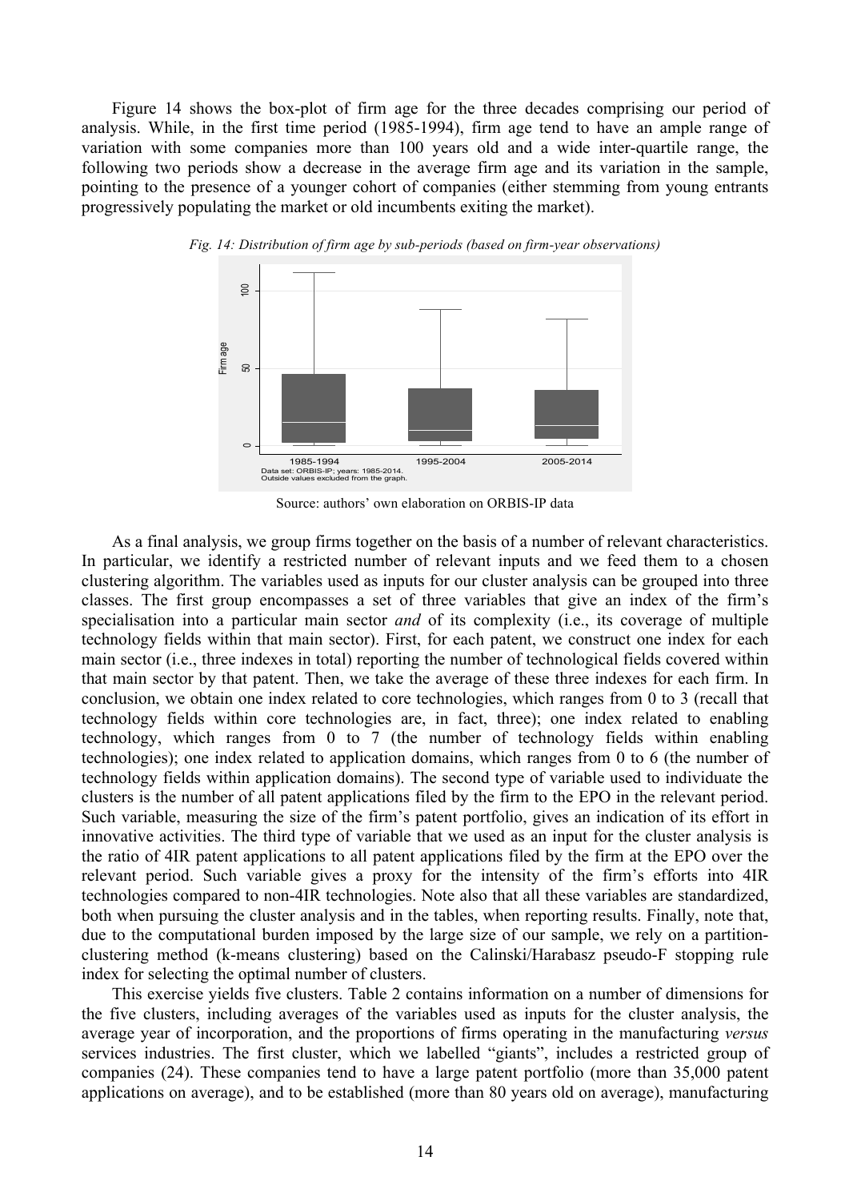Figure 14 shows the box-plot of firm age for the three decades comprising our period of analysis. While, in the first time period (1985-1994), firm age tend to have an ample range of variation with some companies more than 100 years old and a wide inter-quartile range, the following two periods show a decrease in the average firm age and its variation in the sample, pointing to the presence of a younger cohort of companies (either stemming from young entrants progressively populating the market or old incumbents exiting the market).

*Fig. 14: Distribution of firm age by sub-periods (based on firm-year observations)*

Source: authors' own elaboration on ORBIS-IP data

As a final analysis, we group firms together on the basis of a number of relevant characteristics. In particular, we identify a restricted number of relevant inputs and we feed them to a chosen clustering algorithm. The variables used as inputs for our cluster analysis can be grouped into three classes. The first group encompasses a set of three variables that give an index of the firm's specialisation into a particular main sector *and* of its complexity (i.e., its coverage of multiple technology fields within that main sector). First, for each patent, we construct one index for each main sector (i.e., three indexes in total) reporting the number of technological fields covered within that main sector by that patent. Then, we take the average of these three indexes for each firm. In conclusion, we obtain one index related to core technologies, which ranges from 0 to 3 (recall that technology fields within core technologies are, in fact, three); one index related to enabling technology, which ranges from 0 to 7 (the number of technology fields within enabling technologies); one index related to application domains, which ranges from 0 to 6 (the number of technology fields within application domains). The second type of variable used to individuate the clusters is the number of all patent applications filed by the firm to the EPO in the relevant period. Such variable, measuring the size of the firm's patent portfolio, gives an indication of its effort in innovative activities. The third type of variable that we used as an input for the cluster analysis is the ratio of 4IR patent applications to all patent applications filed by the firm at the EPO over the relevant period. Such variable gives a proxy for the intensity of the firm's efforts into 4IR technologies compared to non-4IR technologies. Note also that all these variables are standardized, both when pursuing the cluster analysis and in the tables, when reporting results. Finally, note that, due to the computational burden imposed by the large size of our sample, we rely on a partition-clustering method (k-means clustering) based on the Calinski/Harabasz pseudo-F stopping rule index for selecting the optimal number of clusters.

This exercise yields five clusters. Table 2 contains information on a number of dimensions for the five clusters, including averages of the variables used as inputs for the cluster analysis, the average year of incorporation, and the proportions of firms operating in the manufacturing *versus* services industries. The first cluster, which we labelled "giants", includes a restricted group of companies (24). These companies tend to have a large patent portfolio (more than 35,000 patent applications on average), and to be established (more than 80 years old on average), manufacturing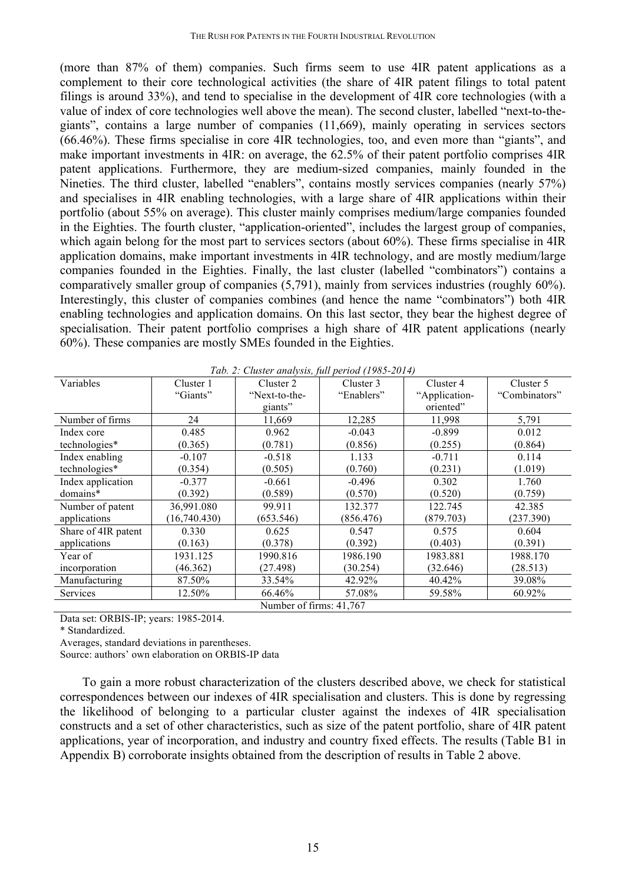(more than 87% of them) companies. Such firms seem to use 4IR patent applications as a complement to their core technological activities (the share of 4IR patent filings to total patent filings is around 33%), and tend to specialise in the development of 4IR core technologies (with a value of index of core technologies well above the mean). The second cluster, labelled "next-to-the-giants", contains a large number of companies (11,669), mainly operating in services sectors (66.46%). These firms specialise in core 4IR technologies, too, and even more than "giants", and make important investments in 4IR: on average, the 62.5% of their patent portfolio comprises 4IR patent applications. Furthermore, they are medium-sized companies, mainly founded in the Nineties. The third cluster, labelled "enablers", contains mostly services companies (nearly 57%) and specialises in 4IR enabling technologies, with a large share of 4IR applications within their portfolio (about 55% on average). This cluster mainly comprises medium/large companies founded in the Eighties. The fourth cluster, "application-oriented", includes the largest group of companies, which again belong for the most part to services sectors (about 60%). These firms specialise in 4IR application domains, make important investments in 4IR technology, and are mostly medium/large companies founded in the Eighties. Finally, the last cluster (labelled "combinators") contains a comparatively smaller group of companies (5,791), mainly from services industries (roughly 60%). Interestingly, this cluster of companies combines (and hence the name "combinators") both 4IR enabling technologies and application domains. On this last sector, they bear the highest degree of specialisation. Their patent portfolio comprises a high share of 4IR patent applications (nearly 60%). These companies are mostly SMEs founded in the Eighties.

*Tab. 2: Cluster analysis, full period (1985-2014)*

| Variables | Cluster 1 "Giants" | Cluster 2 "Next-to-the-giants" | Cluster 3 "Enablers" | Cluster 4 "Application-oriented" | Cluster 5 "Combinators" |
|---|---|---|---|---|---|
| Number of firms | 24 | 11,669 | 12,285 | 11,998 | 5,791 |
| Index core technologies* | 0.485 (0.365) | 0.962 (0.781) | -0.043 (0.856) | -0.899 (0.255) | 0.012 (0.864) |
| Index enabling technologies* | -0.107 (0.354) | -0.518 (0.505) | 1.133 (0.760) | -0.711 (0.231) | 0.114 (1.019) |
| Index application domains* | -0.377 (0.392) | -0.661 (0.589) | -0.496 (0.570) | 0.302 (0.520) | 1.760 (0.759) |
| Number of patent applications | 36,991.080 (16,740.430) | 99.911 (653.546) | 132.377 (856.476) | 122.745 (879.703) | 42.385 (237.390) |
| Share of 4IR patent applications | 0.330 (0.163) | 0.625 (0.378) | 0.547 (0.392) | 0.575 (0.403) | 0.604 (0.391) |
| Year of incorporation | 1931.125 (46.362) | 1990.816 (27.498) | 1986.190 (30.254) | 1983.881 (32.646) | 1988.170 (28.513) |
| Manufacturing | 87.50% | 33.54% | 42.92% | 40.42% | 39.08% |
| Services | 12.50% | 66.46% | 57.08% | 59.58% | 60.92% |
| Number of firms: 41,767 | | | | | |

Data set: ORBIS-IP; years: 1985-2014.
* Standardized.
Averages, standard deviations in parentheses.
Source: authors' own elaboration on ORBIS-IP data

To gain a more robust characterization of the clusters described above, we check for statistical correspondences between our indexes of 4IR specialisation and clusters. This is done by regressing the likelihood of belonging to a particular cluster against the indexes of 4IR specialisation constructs and a set of other characteristics, such as size of the patent portfolio, share of 4IR patent applications, year of incorporation, and industry and country fixed effects. The results (Table B1 in Appendix B) corroborate insights obtained from the description of results in Table 2 above.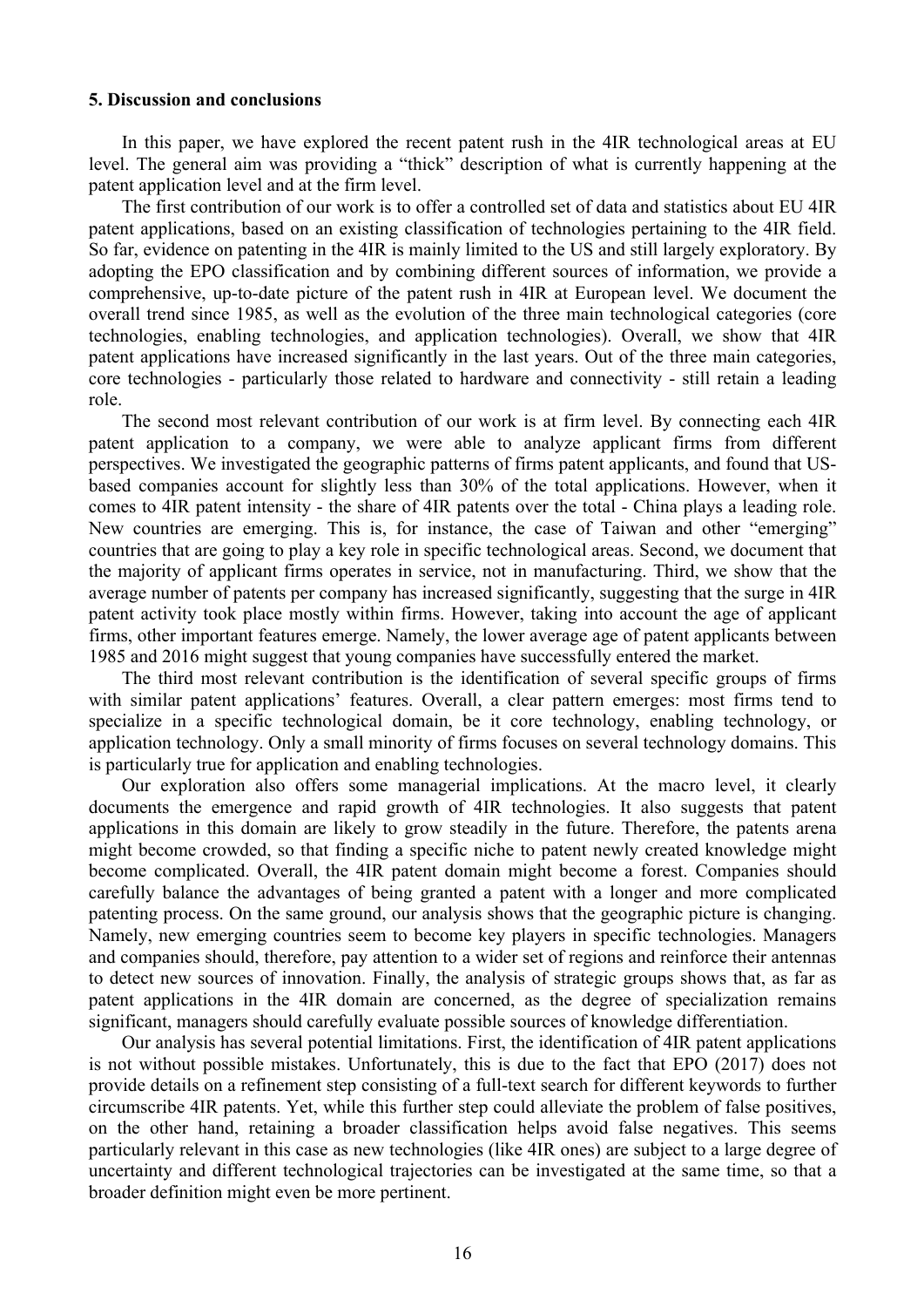**5. Discussion and conclusions**

In this paper, we have explored the recent patent rush in the 4IR technological areas at EU level. The general aim was providing a "thick" description of what is currently happening at the patent application level and at the firm level.

The first contribution of our work is to offer a controlled set of data and statistics about EU 4IR patent applications, based on an existing classification of technologies pertaining to the 4IR field. So far, evidence on patenting in the 4IR is mainly limited to the US and still largely exploratory. By adopting the EPO classification and by combining different sources of information, we provide a comprehensive, up-to-date picture of the patent rush in 4IR at European level. We document the overall trend since 1985, as well as the evolution of the three main technological categories (core technologies, enabling technologies, and application technologies). Overall, we show that 4IR patent applications have increased significantly in the last years. Out of the three main categories, core technologies - particularly those related to hardware and connectivity - still retain a leading role.

The second most relevant contribution of our work is at firm level. By connecting each 4IR patent application to a company, we were able to analyze applicant firms from different perspectives. We investigated the geographic patterns of firms patent applicants, and found that US-based companies account for slightly less than 30% of the total applications. However, when it comes to 4IR patent intensity - the share of 4IR patents over the total - China plays a leading role. New countries are emerging. This is, for instance, the case of Taiwan and other "emerging" countries that are going to play a key role in specific technological areas. Second, we document that the majority of applicant firms operates in service, not in manufacturing. Third, we show that the average number of patents per company has increased significantly, suggesting that the surge in 4IR patent activity took place mostly within firms. However, taking into account the age of applicant firms, other important features emerge. Namely, the lower average age of patent applicants between 1985 and 2016 might suggest that young companies have successfully entered the market.

The third most relevant contribution is the identification of several specific groups of firms with similar patent applications' features. Overall, a clear pattern emerges: most firms tend to specialize in a specific technological domain, be it core technology, enabling technology, or application technology. Only a small minority of firms focuses on several technology domains. This is particularly true for application and enabling technologies.

Our exploration also offers some managerial implications. At the macro level, it clearly documents the emergence and rapid growth of 4IR technologies. It also suggests that patent applications in this domain are likely to grow steadily in the future. Therefore, the patents arena might become crowded, so that finding a specific niche to patent newly created knowledge might become complicated. Overall, the 4IR patent domain might become a forest. Companies should carefully balance the advantages of being granted a patent with a longer and more complicated patenting process. On the same ground, our analysis shows that the geographic picture is changing. Namely, new emerging countries seem to become key players in specific technologies. Managers and companies should, therefore, pay attention to a wider set of regions and reinforce their antennas to detect new sources of innovation. Finally, the analysis of strategic groups shows that, as far as patent applications in the 4IR domain are concerned, as the degree of specialization remains significant, managers should carefully evaluate possible sources of knowledge differentiation.

Our analysis has several potential limitations. First, the identification of 4IR patent applications is not without possible mistakes. Unfortunately, this is due to the fact that EPO (2017) does not provide details on a refinement step consisting of a full-text search for different keywords to further circumscribe 4IR patents. Yet, while this further step could alleviate the problem of false positives, on the other hand, retaining a broader classification helps avoid false negatives. This seems particularly relevant in this case as new technologies (like 4IR ones) are subject to a large degree of uncertainty and different technological trajectories can be investigated at the same time, so that a broader definition might even be more pertinent.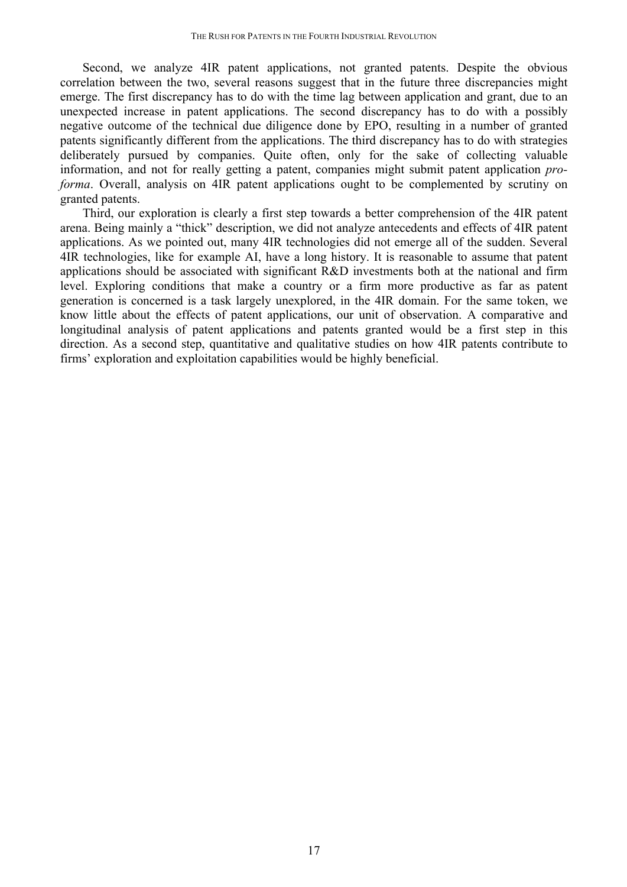Second, we analyze 4IR patent applications, not granted patents. Despite the obvious correlation between the two, several reasons suggest that in the future three discrepancies might emerge. The first discrepancy has to do with the time lag between application and grant, due to an unexpected increase in patent applications. The second discrepancy has to do with a possibly negative outcome of the technical due diligence done by EPO, resulting in a number of granted patents significantly different from the applications. The third discrepancy has to do with strategies deliberately pursued by companies. Quite often, only for the sake of collecting valuable information, and not for really getting a patent, companies might submit patent application *pro-forma*. Overall, analysis on 4IR patent applications ought to be complemented by scrutiny on granted patents.

Third, our exploration is clearly a first step towards a better comprehension of the 4IR patent arena. Being mainly a "thick" description, we did not analyze antecedents and effects of 4IR patent applications. As we pointed out, many 4IR technologies did not emerge all of the sudden. Several 4IR technologies, like for example AI, have a long history. It is reasonable to assume that patent applications should be associated with significant R&D investments both at the national and firm level. Exploring conditions that make a country or a firm more productive as far as patent generation is concerned is a task largely unexplored, in the 4IR domain. For the same token, we know little about the effects of patent applications, our unit of observation. A comparative and longitudinal analysis of patent applications and patents granted would be a first step in this direction. As a second step, quantitative and qualitative studies on how 4IR patents contribute to firms' exploration and exploitation capabilities would be highly beneficial.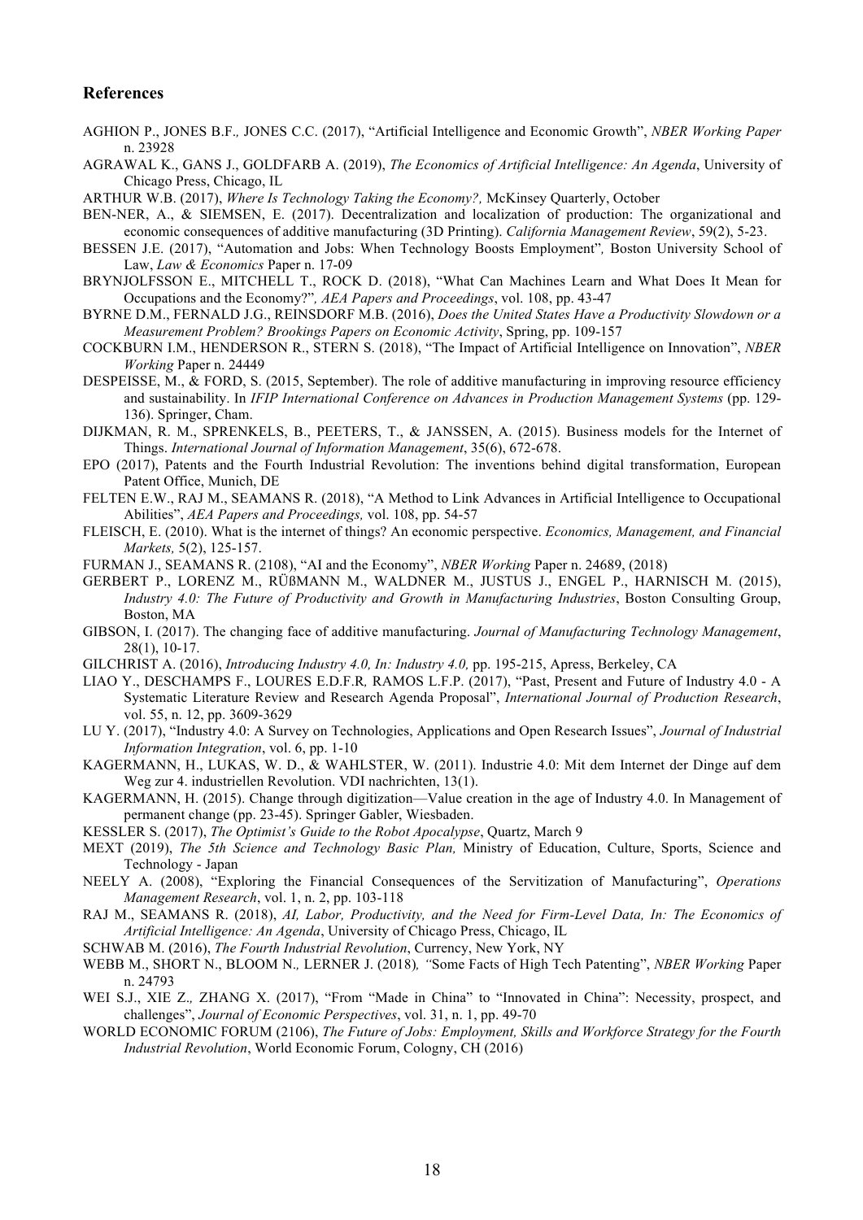## References

AGHION P., JONES B.F.*,* JONES C.C. (2017), "Artificial Intelligence and Economic Growth", *NBER Working Paper* n. 23928

AGRAWAL K., GANS J., GOLDFARB A. (2019), *The Economics of Artificial Intelligence: An Agenda*, University of Chicago Press, Chicago, IL

ARTHUR W.B. (2017), *Where Is Technology Taking the Economy?,* McKinsey Quarterly, October

BEN-NER, A., & SIEMSEN, E. (2017). Decentralization and localization of production: The organizational and economic consequences of additive manufacturing (3D Printing). *California Management Review*, 59(2), 5-23.

BESSEN J.E. (2017), "Automation and Jobs: When Technology Boosts Employment"*,* Boston University School of Law, *Law & Economics* Paper n. 17-09

BRYNJOLFSSON E., MITCHELL T., ROCK D. (2018), "What Can Machines Learn and What Does It Mean for Occupations and the Economy?"*, AEA Papers and Proceedings*, vol. 108, pp. 43-47

BYRNE D.M., FERNALD J.G., REINSDORF M.B. (2016), *Does the United States Have a Productivity Slowdown or a Measurement Problem? Brookings Papers on Economic Activity*, Spring, pp. 109-157

COCKBURN I.M., HENDERSON R., STERN S. (2018), "The Impact of Artificial Intelligence on Innovation", *NBER Working* Paper n. 24449

DESPEISSE, M., & FORD, S. (2015, September). The role of additive manufacturing in improving resource efficiency and sustainability. In *IFIP International Conference on Advances in Production Management Systems* (pp. 129-136). Springer, Cham.

DIJKMAN, R. M., SPRENKELS, B., PEETERS, T., & JANSSEN, A. (2015). Business models for the Internet of Things. *International Journal of Information Management*, 35(6), 672-678.

EPO (2017), Patents and the Fourth Industrial Revolution: The inventions behind digital transformation, European Patent Office, Munich, DE

FELTEN E.W., RAJ M., SEAMANS R. (2018), "A Method to Link Advances in Artificial Intelligence to Occupational Abilities", *AEA Papers and Proceedings,* vol. 108, pp. 54-57

FLEISCH, E. (2010). What is the internet of things? An economic perspective. *Economics, Management, and Financial Markets,* 5(2), 125-157.

FURMAN J., SEAMANS R. (2108), "AI and the Economy", *NBER Working* Paper n. 24689, (2018)

GERBERT P., LORENZ M., RÜßMANN M., WALDNER M., JUSTUS J., ENGEL P., HARNISCH M. (2015), *Industry 4.0: The Future of Productivity and Growth in Manufacturing Industries*, Boston Consulting Group, Boston, MA

GIBSON, I. (2017). The changing face of additive manufacturing. *Journal of Manufacturing Technology Management*, 28(1), 10-17.

GILCHRIST A. (2016), *Introducing Industry 4.0, In: Industry 4.0,* pp. 195-215, Apress, Berkeley, CA

LIAO Y., DESCHAMPS F., LOURES E.D.F.R*,* RAMOS L.F.P. (2017), "Past, Present and Future of Industry 4.0 - A Systematic Literature Review and Research Agenda Proposal", *International Journal of Production Research*, vol. 55, n. 12, pp. 3609-3629

LU Y. (2017), "Industry 4.0: A Survey on Technologies, Applications and Open Research Issues", *Journal of Industrial Information Integration*, vol. 6, pp. 1-10

KAGERMANN, H., LUKAS, W. D., & WAHLSTER, W. (2011). Industrie 4.0: Mit dem Internet der Dinge auf dem Weg zur 4. industriellen Revolution. VDI nachrichten, 13(1).

KAGERMANN, H. (2015). Change through digitization—Value creation in the age of Industry 4.0. In Management of permanent change (pp. 23-45). Springer Gabler, Wiesbaden.

KESSLER S. (2017), *The Optimist's Guide to the Robot Apocalypse*, Quartz, March 9

MEXT (2019), *The 5th Science and Technology Basic Plan,* Ministry of Education, Culture, Sports, Science and Technology - Japan

NEELY A. (2008), "Exploring the Financial Consequences of the Servitization of Manufacturing", *Operations Management Research*, vol. 1, n. 2, pp. 103-118

RAJ M., SEAMANS R. (2018), *AI, Labor, Productivity, and the Need for Firm-Level Data, In: The Economics of Artificial Intelligence: An Agenda*, University of Chicago Press, Chicago, IL

SCHWAB M. (2016), *The Fourth Industrial Revolution*, Currency, New York, NY

WEBB M., SHORT N., BLOOM N.*,* LERNER J. (2018)*, "*Some Facts of High Tech Patenting", *NBER Working* Paper n. 24793

WEI S.J., XIE Z.*,* ZHANG X. (2017), "From "Made in China" to "Innovated in China": Necessity, prospect, and challenges", *Journal of Economic Perspectives*, vol. 31, n. 1, pp. 49-70

WORLD ECONOMIC FORUM (2106), *The Future of Jobs: Employment, Skills and Workforce Strategy for the Fourth Industrial Revolution*, World Economic Forum, Cologny, CH (2016)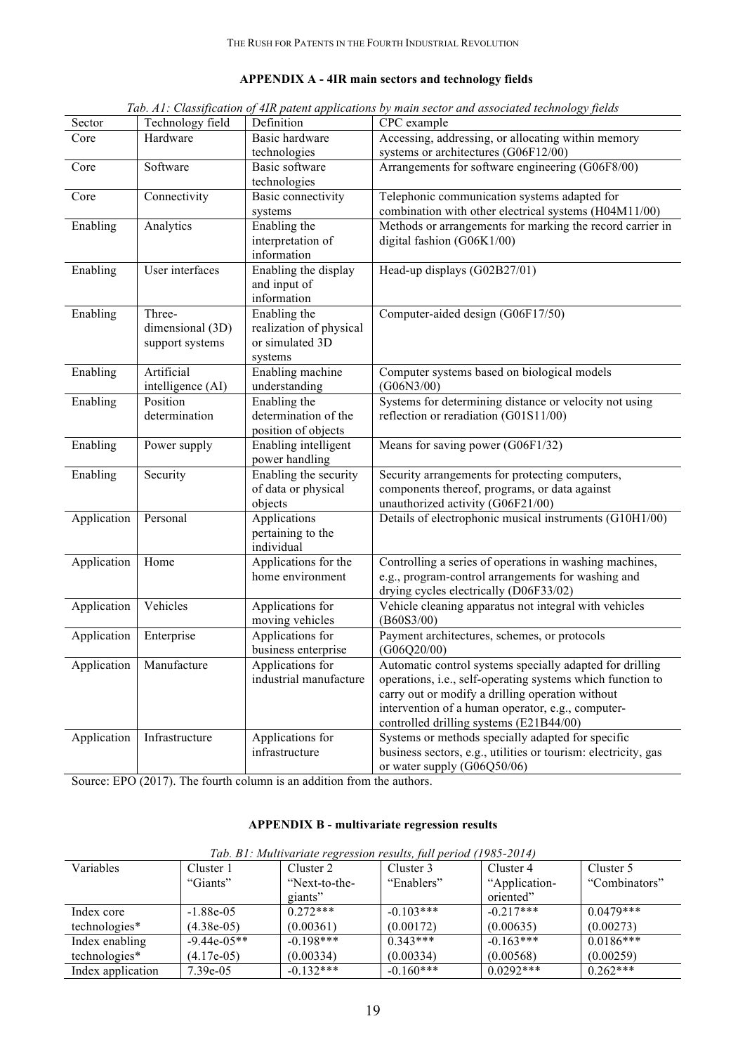## APPENDIX A - 4IR main sectors and technology fields

*Tab. A1: Classification of 4IR patent applications by main sector and associated technology fields*

| Sector | Technology field | Definition | CPC example |
|---|---|---|---|
| Core | Hardware | Basic hardware technologies | Accessing, addressing, or allocating within memory systems or architectures (G06F12/00) |
| Core | Software | Basic software technologies | Arrangements for software engineering (G06F8/00) |
| Core | Connectivity | Basic connectivity systems | Telephonic communication systems adapted for combination with other electrical systems (H04M11/00) |
| Enabling | Analytics | Enabling the interpretation of information | Methods or arrangements for marking the record carrier in digital fashion (G06K1/00) |
| Enabling | User interfaces | Enabling the display and input of information | Head-up displays (G02B27/01) |
| Enabling | Three-dimensional (3D) support systems | Enabling the realization of physical or simulated 3D systems | Computer-aided design (G06F17/50) |
| Enabling | Artificial intelligence (AI) | Enabling machine understanding | Computer systems based on biological models (G06N3/00) |
| Enabling | Position determination | Enabling the determination of the position of objects | Systems for determining distance or velocity not using reflection or reradiation (G01S11/00) |
| Enabling | Power supply | Enabling intelligent power handling | Means for saving power (G06F1/32) |
| Enabling | Security | Enabling the security of data or physical objects | Security arrangements for protecting computers, components thereof, programs, or data against unauthorized activity (G06F21/00) |
| Application | Personal | Applications pertaining to the individual | Details of electrophonic musical instruments (G10H1/00) |
| Application | Home | Applications for the home environment | Controlling a series of operations in washing machines, e.g., program-control arrangements for washing and drying cycles electrically (D06F33/02) |
| Application | Vehicles | Applications for moving vehicles | Vehicle cleaning apparatus not integral with vehicles (B60S3/00) |
| Application | Enterprise | Applications for business enterprise | Payment architectures, schemes, or protocols (G06Q20/00) |
| Application | Manufacture | Applications for industrial manufacture | Automatic control systems specially adapted for drilling operations, i.e., self-operating systems which function to carry out or modify a drilling operation without intervention of a human operator, e.g., computer-controlled drilling systems (E21B44/00) |
| Application | Infrastructure | Applications for infrastructure | Systems or methods specially adapted for specific business sectors, e.g., utilities or tourism: electricity, gas or water supply (G06Q50/06) |

Source: EPO (2017). The fourth column is an addition from the authors.

## APPENDIX B - multivariate regression results

*Tab. B1: Multivariate regression results, full period (1985-2014)*

| Variables | Cluster 1 "Giants" | Cluster 2 "Next-to-the-giants" | Cluster 3 "Enablers" | Cluster 4 "Application-oriented" | Cluster 5 "Combinators" |
|---|---|---|---|---|---|
| Index core technologies* | -1.88e-05 | 0.272*** | -0.103*** | -0.217*** | 0.0479*** |
| | (4.38e-05) | (0.00361) | (0.00172) | (0.00635) | (0.00273) |
| Index enabling technologies* | -9.44e-05** | -0.198*** | 0.343*** | -0.163*** | 0.0186*** |
| | (4.17e-05) | (0.00334) | (0.00334) | (0.00568) | (0.00259) |
| Index application | 7.39e-05 | -0.132*** | -0.160*** | 0.0292*** | 0.262*** |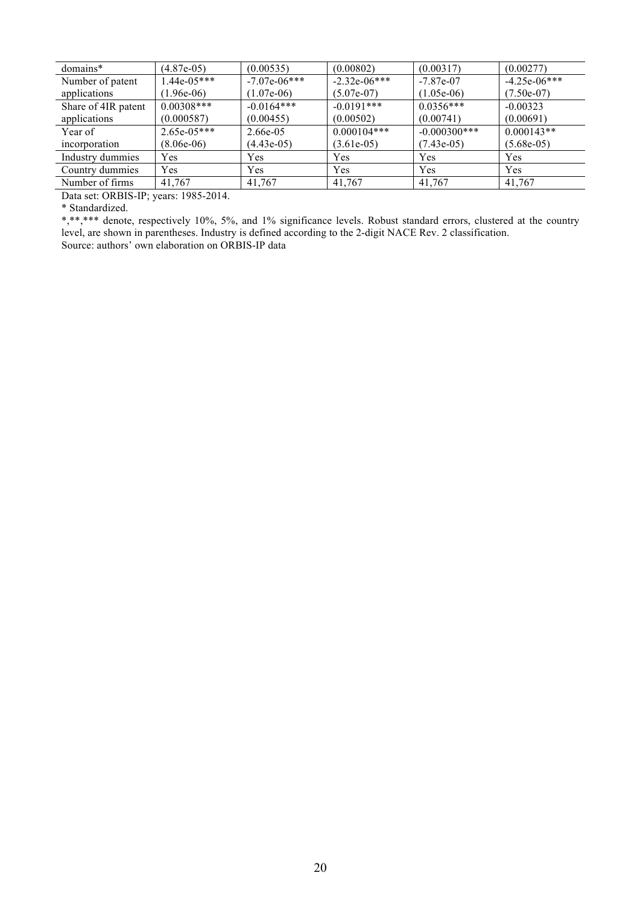| | | | | | |
|---|---|---|---|---|---|
| domains* | (4.87e-05) | (0.00535) | (0.00802) | (0.00317) | (0.00277) |
| Number of patent applications | 1.44e-05*** (1.96e-06) | -7.07e-06*** (1.07e-06) | -2.32e-06*** (5.07e-07) | -7.87e-07 (1.05e-06) | -4.25e-06*** (7.50e-07) |
| Share of 4IR patent applications | 0.00308*** (0.000587) | -0.0164*** (0.00455) | -0.0191*** (0.00502) | 0.0356*** (0.00741) | -0.00323 (0.00691) |
| Year of incorporation | 2.65e-05*** (8.06e-06) | 2.66e-05 (4.43e-05) | 0.000104*** (3.61e-05) | -0.000300*** (7.43e-05) | 0.000143** (5.68e-05) |
| Industry dummies | Yes | Yes | Yes | Yes | Yes |
| Country dummies | Yes | Yes | Yes | Yes | Yes |
| Number of firms | 41,767 | 41,767 | 41,767 | 41,767 | 41,767 |

Data set: ORBIS-IP; years: 1985-2014.

* Standardized.

*,**,*** denote, respectively 10%, 5%, and 1% significance levels. Robust standard errors, clustered at the country level, are shown in parentheses. Industry is defined according to the 2-digit NACE Rev. 2 classification.

Source: authors' own elaboration on ORBIS-IP data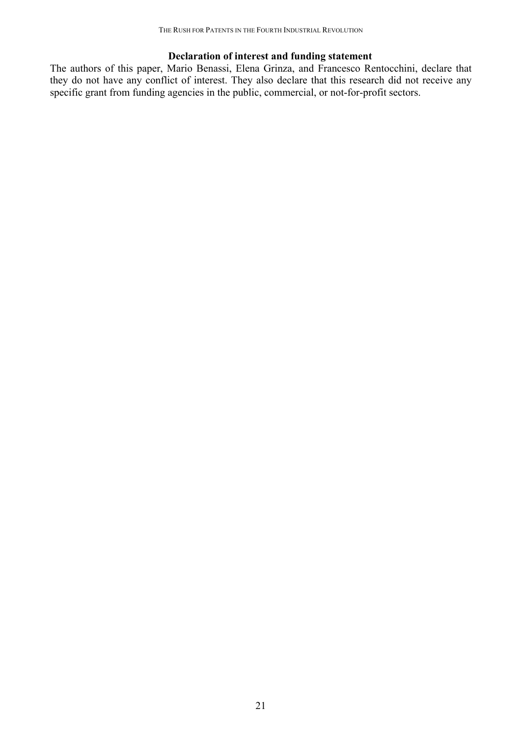**Declaration of interest and funding statement**

The authors of this paper, Mario Benassi, Elena Grinza, and Francesco Rentocchini, declare that they do not have any conflict of interest. They also declare that this research did not receive any specific grant from funding agencies in the public, commercial, or not-for-profit sectors.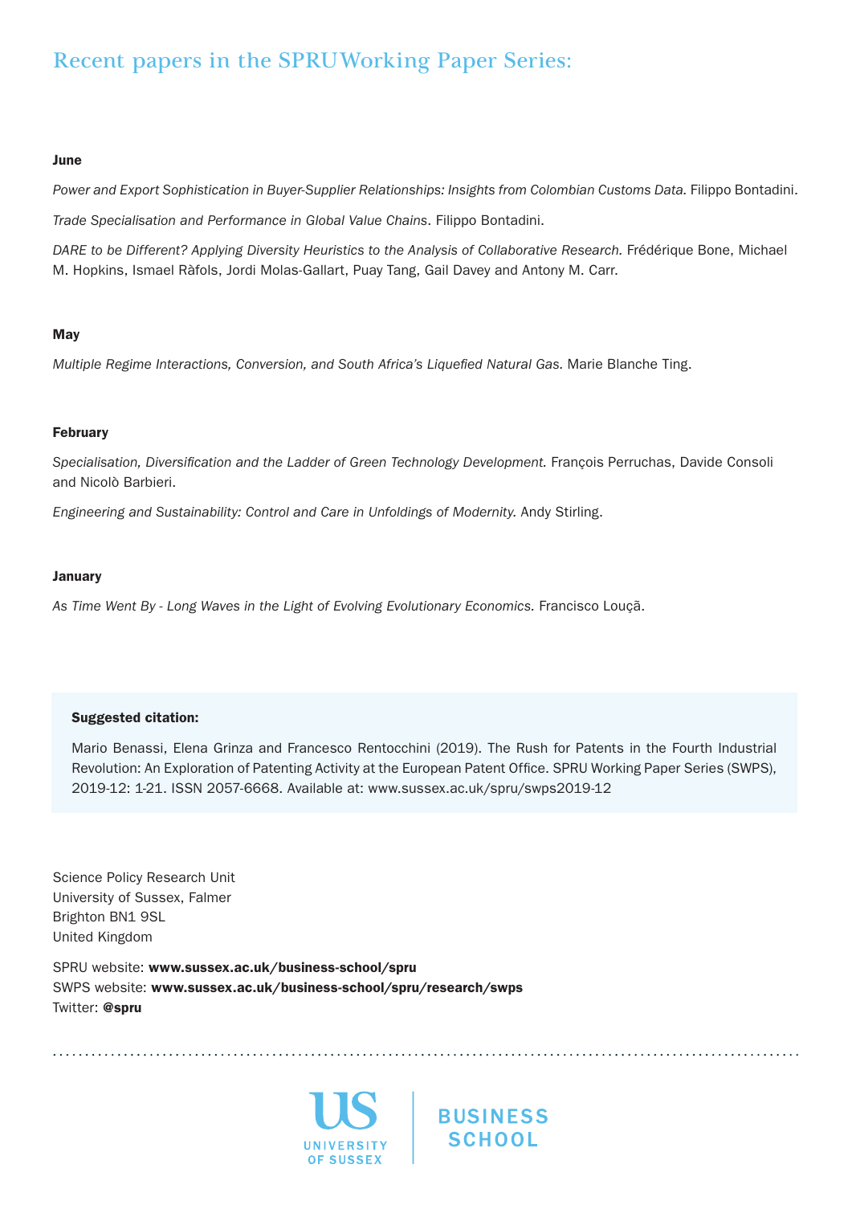# Recent papers in the SPRU Working Paper Series:

**June**

*Power and Export Sophistication in Buyer-Supplier Relationships: Insights from Colombian Customs Data.* Filippo Bontadini.

*Trade Specialisation and Performance in Global Value Chains*. Filippo Bontadini.

*DARE to be Different? Applying Diversity Heuristics to the Analysis of Collaborative Research.* Frédérique Bone, Michael M. Hopkins, Ismael Ràfols, Jordi Molas-Gallart, Puay Tang, Gail Davey and Antony M. Carr.

**May**

*Multiple Regime Interactions, Conversion, and South Africa's Liquefied Natural Gas.* Marie Blanche Ting.

**February**

*Specialisation, Diversification and the Ladder of Green Technology Development.* François Perruchas, Davide Consoli and Nicolò Barbieri.

*Engineering and Sustainability: Control and Care in Unfoldings of Modernity.* Andy Stirling.

**January**

*As Time Went By - Long Waves in the Light of Evolving Evolutionary Economics.* Francisco Louçã.

**Suggested citation:**

Mario Benassi, Elena Grinza and Francesco Rentocchini (2019). The Rush for Patents in the Fourth Industrial Revolution: An Exploration of Patenting Activity at the European Patent Office. SPRU Working Paper Series (SWPS), 2019-12: 1-21. ISSN 2057-6668. Available at: www.sussex.ac.uk/spru/swps2019-12

Science Policy Research Unit
University of Sussex, Falmer
Brighton BN1 9SL
United Kingdom

SPRU website: **www.sussex.ac.uk/business-school/spru**
SWPS website: **www.sussex.ac.uk/business-school/spru/research/swps**
Twitter: **@spru**

US UNIVERSITY OF SUSSEX | BUSINESS SCHOOL